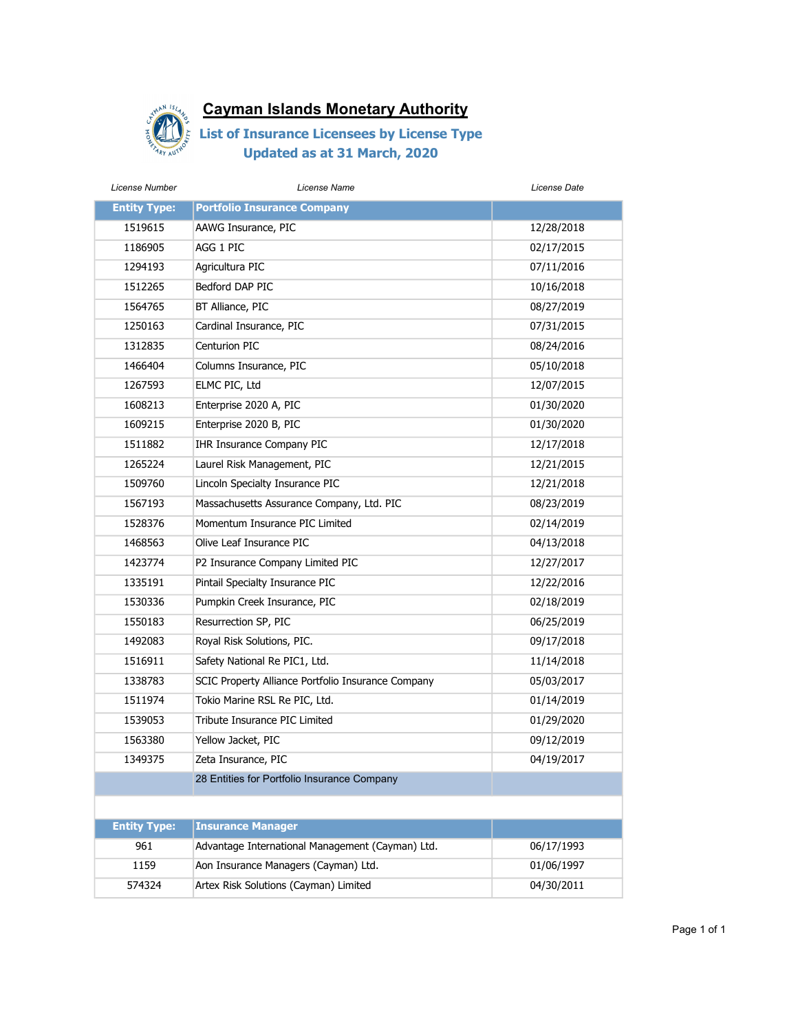# Cayman Islands Monetary Authority

## List of Insurance Licensees by License Type

## Updated as at 31 March, 2020

| License Number | License Name | License Date |
|---|---|---|
| **Entity Type:** | **Portfolio Insurance Company** | |
| 1519615 | AAWG Insurance, PIC | 12/28/2018 |
| 1186905 | AGG 1 PIC | 02/17/2015 |
| 1294193 | Agricultura PIC | 07/11/2016 |
| 1512265 | Bedford DAP PIC | 10/16/2018 |
| 1564765 | BT Alliance, PIC | 08/27/2019 |
| 1250163 | Cardinal Insurance, PIC | 07/31/2015 |
| 1312835 | Centurion PIC | 08/24/2016 |
| 1466404 | Columns Insurance, PIC | 05/10/2018 |
| 1267593 | ELMC PIC, Ltd | 12/07/2015 |
| 1608213 | Enterprise 2020 A, PIC | 01/30/2020 |
| 1609215 | Enterprise 2020 B, PIC | 01/30/2020 |
| 1511882 | IHR Insurance Company PIC | 12/17/2018 |
| 1265224 | Laurel Risk Management, PIC | 12/21/2015 |
| 1509760 | Lincoln Specialty Insurance PIC | 12/21/2018 |
| 1567193 | Massachusetts Assurance Company, Ltd. PIC | 08/23/2019 |
| 1528376 | Momentum Insurance PIC Limited | 02/14/2019 |
| 1468563 | Olive Leaf Insurance PIC | 04/13/2018 |
| 1423774 | P2 Insurance Company Limited PIC | 12/27/2017 |
| 1335191 | Pintail Specialty Insurance PIC | 12/22/2016 |
| 1530336 | Pumpkin Creek Insurance, PIC | 02/18/2019 |
| 1550183 | Resurrection SP, PIC | 06/25/2019 |
| 1492083 | Royal Risk Solutions, PIC. | 09/17/2018 |
| 1516911 | Safety National Re PIC1, Ltd. | 11/14/2018 |
| 1338783 | SCIC Property Alliance Portfolio Insurance Company | 05/03/2017 |
| 1511974 | Tokio Marine RSL Re PIC, Ltd. | 01/14/2019 |
| 1539053 | Tribute Insurance PIC Limited | 01/29/2020 |
| 1563380 | Yellow Jacket, PIC | 09/12/2019 |
| 1349375 | Zeta Insurance, PIC | 04/19/2017 |
| | 28 Entities for Portfolio Insurance Company | |
| | | |
| **Entity Type:** | **Insurance Manager** | |
| 961 | Advantage International Management (Cayman) Ltd. | 06/17/1993 |
| 1159 | Aon Insurance Managers (Cayman) Ltd. | 01/06/1997 |
| 574324 | Artex Risk Solutions (Cayman) Limited | 04/30/2011 |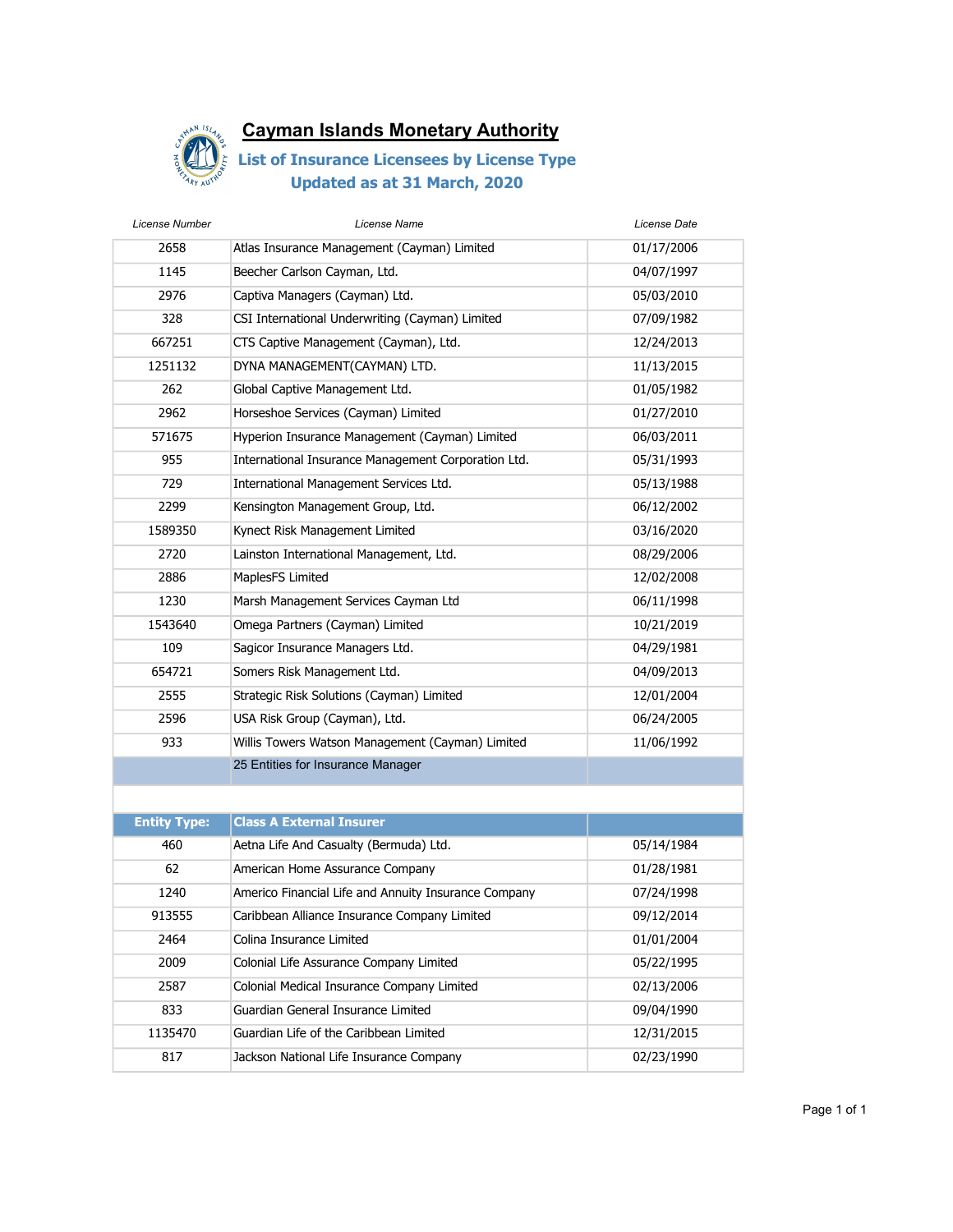# Cayman Islands Monetary Authority

## List of Insurance Licensees by License Type

### Updated as at 31 March, 2020

| License Number | License Name | License Date |
|---|---|---|
| 2658 | Atlas Insurance Management (Cayman) Limited | 01/17/2006 |
| 1145 | Beecher Carlson Cayman, Ltd. | 04/07/1997 |
| 2976 | Captiva Managers (Cayman) Ltd. | 05/03/2010 |
| 328 | CSI International Underwriting (Cayman) Limited | 07/09/1982 |
| 667251 | CTS Captive Management (Cayman), Ltd. | 12/24/2013 |
| 1251132 | DYNA MANAGEMENT(CAYMAN) LTD. | 11/13/2015 |
| 262 | Global Captive Management Ltd. | 01/05/1982 |
| 2962 | Horseshoe Services (Cayman) Limited | 01/27/2010 |
| 571675 | Hyperion Insurance Management (Cayman) Limited | 06/03/2011 |
| 955 | International Insurance Management Corporation Ltd. | 05/31/1993 |
| 729 | International Management Services Ltd. | 05/13/1988 |
| 2299 | Kensington Management Group, Ltd. | 06/12/2002 |
| 1589350 | Kynect Risk Management Limited | 03/16/2020 |
| 2720 | Lainston International Management, Ltd. | 08/29/2006 |
| 2886 | MaplesFS Limited | 12/02/2008 |
| 1230 | Marsh Management Services Cayman Ltd | 06/11/1998 |
| 1543640 | Omega Partners (Cayman) Limited | 10/21/2019 |
| 109 | Sagicor Insurance Managers Ltd. | 04/29/1981 |
| 654721 | Somers Risk Management Ltd. | 04/09/2013 |
| 2555 | Strategic Risk Solutions (Cayman) Limited | 12/01/2004 |
| 2596 | USA Risk Group (Cayman), Ltd. | 06/24/2005 |
| 933 | Willis Towers Watson Management (Cayman) Limited | 11/06/1992 |
| | 25 Entities for Insurance Manager | |
| | | |
| **Entity Type:** | **Class A External Insurer** | |
| 460 | Aetna Life And Casualty (Bermuda) Ltd. | 05/14/1984 |
| 62 | American Home Assurance Company | 01/28/1981 |
| 1240 | Americo Financial Life and Annuity Insurance Company | 07/24/1998 |
| 913555 | Caribbean Alliance Insurance Company Limited | 09/12/2014 |
| 2464 | Colina Insurance Limited | 01/01/2004 |
| 2009 | Colonial Life Assurance Company Limited | 05/22/1995 |
| 2587 | Colonial Medical Insurance Company Limited | 02/13/2006 |
| 833 | Guardian General Insurance Limited | 09/04/1990 |
| 1135470 | Guardian Life of the Caribbean Limited | 12/31/2015 |
| 817 | Jackson National Life Insurance Company | 02/23/1990 |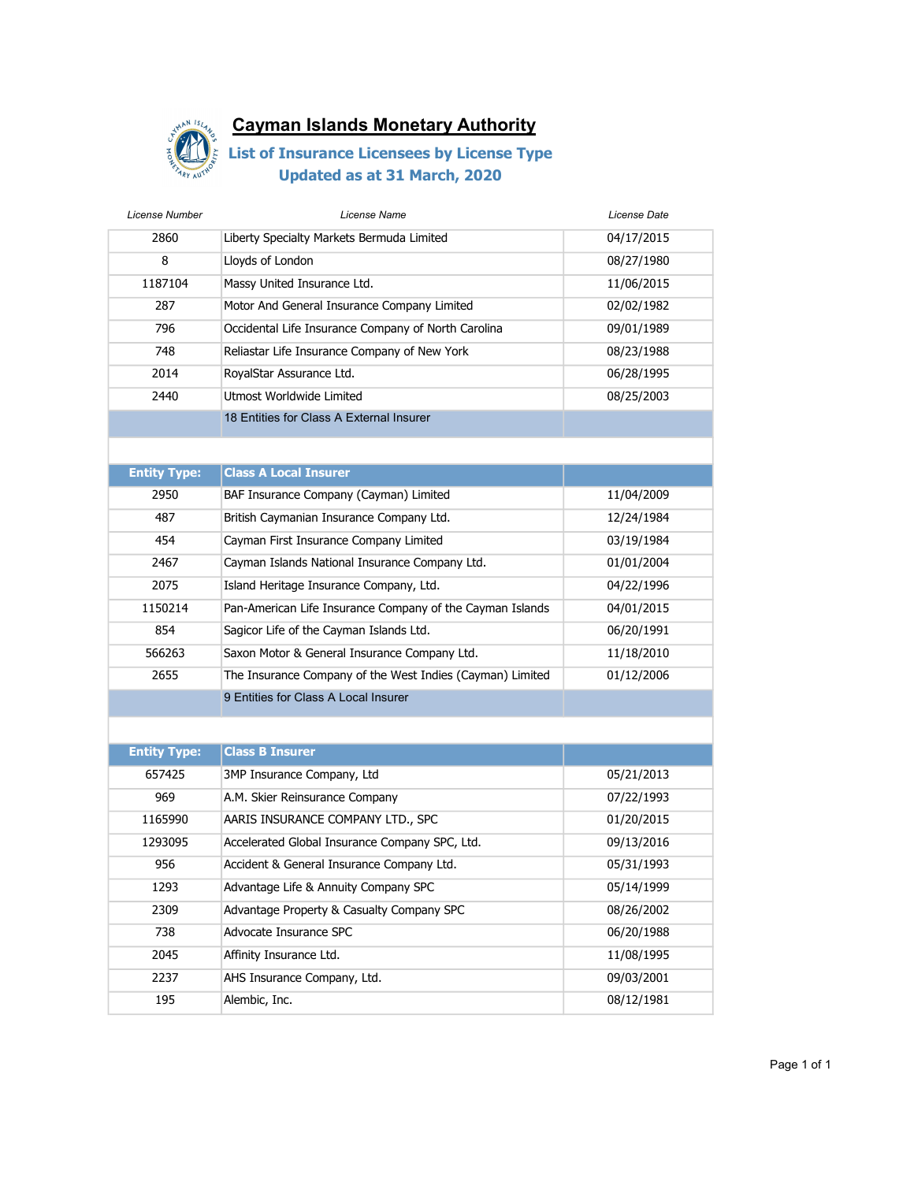# Cayman Islands Monetary Authority

## List of Insurance Licensees by License Type

### Updated as at 31 March, 2020

| License Number | License Name | License Date |
|---|---|---|
| 2860 | Liberty Specialty Markets Bermuda Limited | 04/17/2015 |
| 8 | Lloyds of London | 08/27/1980 |
| 1187104 | Massy United Insurance Ltd. | 11/06/2015 |
| 287 | Motor And General Insurance Company Limited | 02/02/1982 |
| 796 | Occidental Life Insurance Company of North Carolina | 09/01/1989 |
| 748 | Reliastar Life Insurance Company of New York | 08/23/1988 |
| 2014 | RoyalStar Assurance Ltd. | 06/28/1995 |
| 2440 | Utmost Worldwide Limited | 08/25/2003 |
| | 18 Entities for Class A External Insurer | |
| | | |
| **Entity Type:** | **Class A Local Insurer** | |
| 2950 | BAF Insurance Company (Cayman) Limited | 11/04/2009 |
| 487 | British Caymanian Insurance Company Ltd. | 12/24/1984 |
| 454 | Cayman First Insurance Company Limited | 03/19/1984 |
| 2467 | Cayman Islands National Insurance Company Ltd. | 01/01/2004 |
| 2075 | Island Heritage Insurance Company, Ltd. | 04/22/1996 |
| 1150214 | Pan-American Life Insurance Company of the Cayman Islands | 04/01/2015 |
| 854 | Sagicor Life of the Cayman Islands Ltd. | 06/20/1991 |
| 566263 | Saxon Motor & General Insurance Company Ltd. | 11/18/2010 |
| 2655 | The Insurance Company of the West Indies (Cayman) Limited | 01/12/2006 |
| | 9 Entities for Class A Local Insurer | |
| | | |
| **Entity Type:** | **Class B Insurer** | |
| 657425 | 3MP Insurance Company, Ltd | 05/21/2013 |
| 969 | A.M. Skier Reinsurance Company | 07/22/1993 |
| 1165990 | AARIS INSURANCE COMPANY LTD., SPC | 01/20/2015 |
| 1293095 | Accelerated Global Insurance Company SPC, Ltd. | 09/13/2016 |
| 956 | Accident & General Insurance Company Ltd. | 05/31/1993 |
| 1293 | Advantage Life & Annuity Company SPC | 05/14/1999 |
| 2309 | Advantage Property & Casualty Company SPC | 08/26/2002 |
| 738 | Advocate Insurance SPC | 06/20/1988 |
| 2045 | Affinity Insurance Ltd. | 11/08/1995 |
| 2237 | AHS Insurance Company, Ltd. | 09/03/2001 |
| 195 | Alembic, Inc. | 08/12/1981 |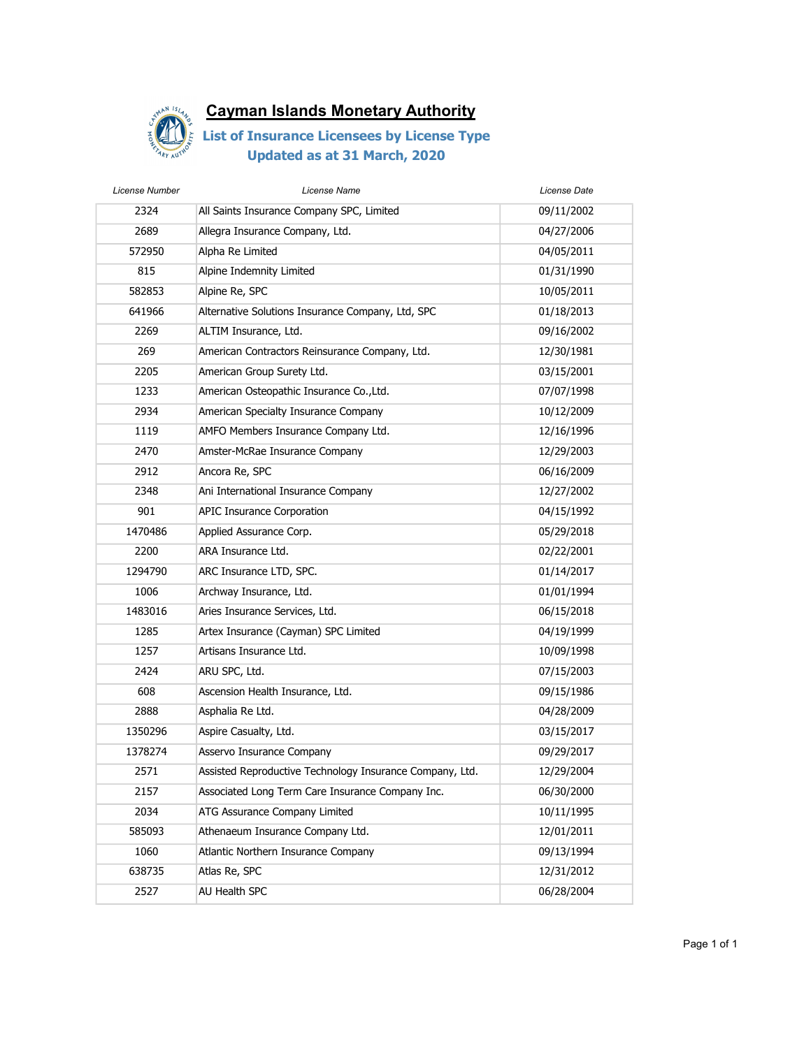# Cayman Islands Monetary Authority

## List of Insurance Licensees by License Type

## Updated as at 31 March, 2020

| License Number | License Name | License Date |
|---|---|---|
| 2324 | All Saints Insurance Company SPC, Limited | 09/11/2002 |
| 2689 | Allegra Insurance Company, Ltd. | 04/27/2006 |
| 572950 | Alpha Re Limited | 04/05/2011 |
| 815 | Alpine Indemnity Limited | 01/31/1990 |
| 582853 | Alpine Re, SPC | 10/05/2011 |
| 641966 | Alternative Solutions Insurance Company, Ltd, SPC | 01/18/2013 |
| 2269 | ALTIM Insurance, Ltd. | 09/16/2002 |
| 269 | American Contractors Reinsurance Company, Ltd. | 12/30/1981 |
| 2205 | American Group Surety Ltd. | 03/15/2001 |
| 1233 | American Osteopathic Insurance Co.,Ltd. | 07/07/1998 |
| 2934 | American Specialty Insurance Company | 10/12/2009 |
| 1119 | AMFO Members Insurance Company Ltd. | 12/16/1996 |
| 2470 | Amster-McRae Insurance Company | 12/29/2003 |
| 2912 | Ancora Re, SPC | 06/16/2009 |
| 2348 | Ani International Insurance Company | 12/27/2002 |
| 901 | APIC Insurance Corporation | 04/15/1992 |
| 1470486 | Applied Assurance Corp. | 05/29/2018 |
| 2200 | ARA Insurance Ltd. | 02/22/2001 |
| 1294790 | ARC Insurance LTD, SPC. | 01/14/2017 |
| 1006 | Archway Insurance, Ltd. | 01/01/1994 |
| 1483016 | Aries Insurance Services, Ltd. | 06/15/2018 |
| 1285 | Artex Insurance (Cayman) SPC Limited | 04/19/1999 |
| 1257 | Artisans Insurance Ltd. | 10/09/1998 |
| 2424 | ARU SPC, Ltd. | 07/15/2003 |
| 608 | Ascension Health Insurance, Ltd. | 09/15/1986 |
| 2888 | Asphalia Re Ltd. | 04/28/2009 |
| 1350296 | Aspire Casualty, Ltd. | 03/15/2017 |
| 1378274 | Asservo Insurance Company | 09/29/2017 |
| 2571 | Assisted Reproductive Technology Insurance Company, Ltd. | 12/29/2004 |
| 2157 | Associated Long Term Care Insurance Company Inc. | 06/30/2000 |
| 2034 | ATG Assurance Company Limited | 10/11/1995 |
| 585093 | Athenaeum Insurance Company Ltd. | 12/01/2011 |
| 1060 | Atlantic Northern Insurance Company | 09/13/1994 |
| 638735 | Atlas Re, SPC | 12/31/2012 |
| 2527 | AU Health SPC | 06/28/2004 |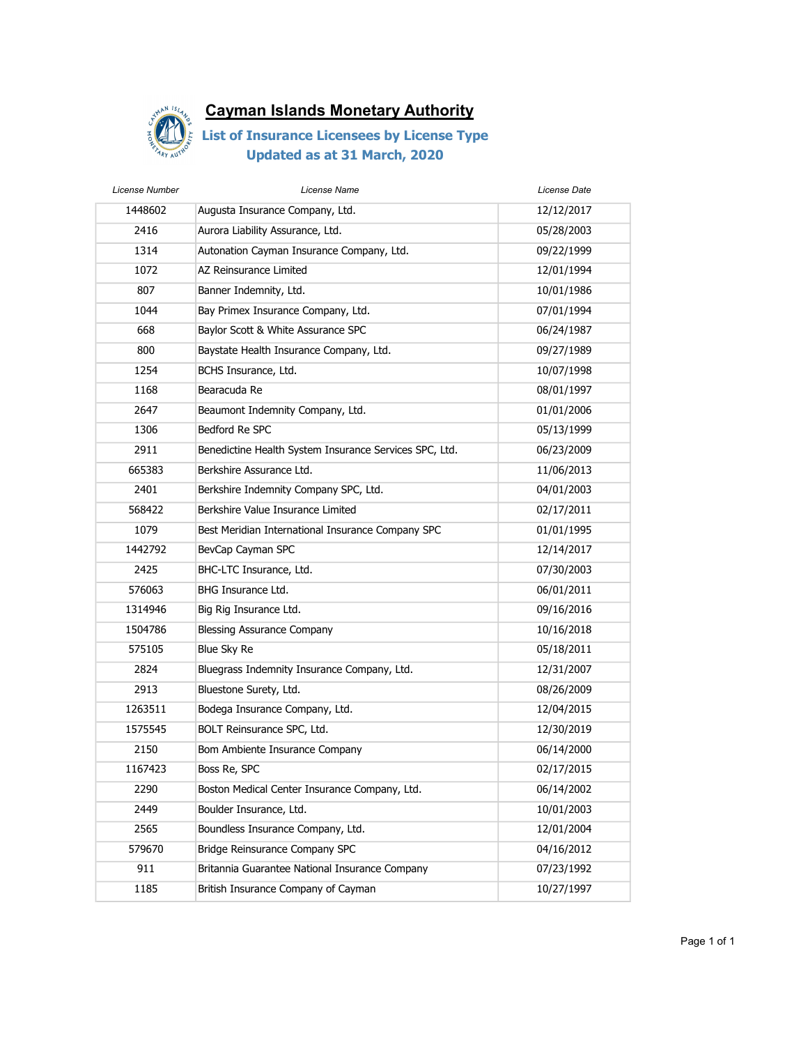# Cayman Islands Monetary Authority

## List of Insurance Licensees by License Type

## Updated as at 31 March, 2020

| License Number | License Name | License Date |
|---|---|---|
| 1448602 | Augusta Insurance Company, Ltd. | 12/12/2017 |
| 2416 | Aurora Liability Assurance, Ltd. | 05/28/2003 |
| 1314 | Autonation Cayman Insurance Company, Ltd. | 09/22/1999 |
| 1072 | AZ Reinsurance Limited | 12/01/1994 |
| 807 | Banner Indemnity, Ltd. | 10/01/1986 |
| 1044 | Bay Primex Insurance Company, Ltd. | 07/01/1994 |
| 668 | Baylor Scott & White Assurance SPC | 06/24/1987 |
| 800 | Baystate Health Insurance Company, Ltd. | 09/27/1989 |
| 1254 | BCHS Insurance, Ltd. | 10/07/1998 |
| 1168 | Bearacuda Re | 08/01/1997 |
| 2647 | Beaumont Indemnity Company, Ltd. | 01/01/2006 |
| 1306 | Bedford Re SPC | 05/13/1999 |
| 2911 | Benedictine Health System Insurance Services SPC, Ltd. | 06/23/2009 |
| 665383 | Berkshire Assurance Ltd. | 11/06/2013 |
| 2401 | Berkshire Indemnity Company SPC, Ltd. | 04/01/2003 |
| 568422 | Berkshire Value Insurance Limited | 02/17/2011 |
| 1079 | Best Meridian International Insurance Company SPC | 01/01/1995 |
| 1442792 | BevCap Cayman SPC | 12/14/2017 |
| 2425 | BHC-LTC Insurance, Ltd. | 07/30/2003 |
| 576063 | BHG Insurance Ltd. | 06/01/2011 |
| 1314946 | Big Rig Insurance Ltd. | 09/16/2016 |
| 1504786 | Blessing Assurance Company | 10/16/2018 |
| 575105 | Blue Sky Re | 05/18/2011 |
| 2824 | Bluegrass Indemnity Insurance Company, Ltd. | 12/31/2007 |
| 2913 | Bluestone Surety, Ltd. | 08/26/2009 |
| 1263511 | Bodega Insurance Company, Ltd. | 12/04/2015 |
| 1575545 | BOLT Reinsurance SPC, Ltd. | 12/30/2019 |
| 2150 | Bom Ambiente Insurance Company | 06/14/2000 |
| 1167423 | Boss Re, SPC | 02/17/2015 |
| 2290 | Boston Medical Center Insurance Company, Ltd. | 06/14/2002 |
| 2449 | Boulder Insurance, Ltd. | 10/01/2003 |
| 2565 | Boundless Insurance Company, Ltd. | 12/01/2004 |
| 579670 | Bridge Reinsurance Company SPC | 04/16/2012 |
| 911 | Britannia Guarantee National Insurance Company | 07/23/1992 |
| 1185 | British Insurance Company of Cayman | 10/27/1997 |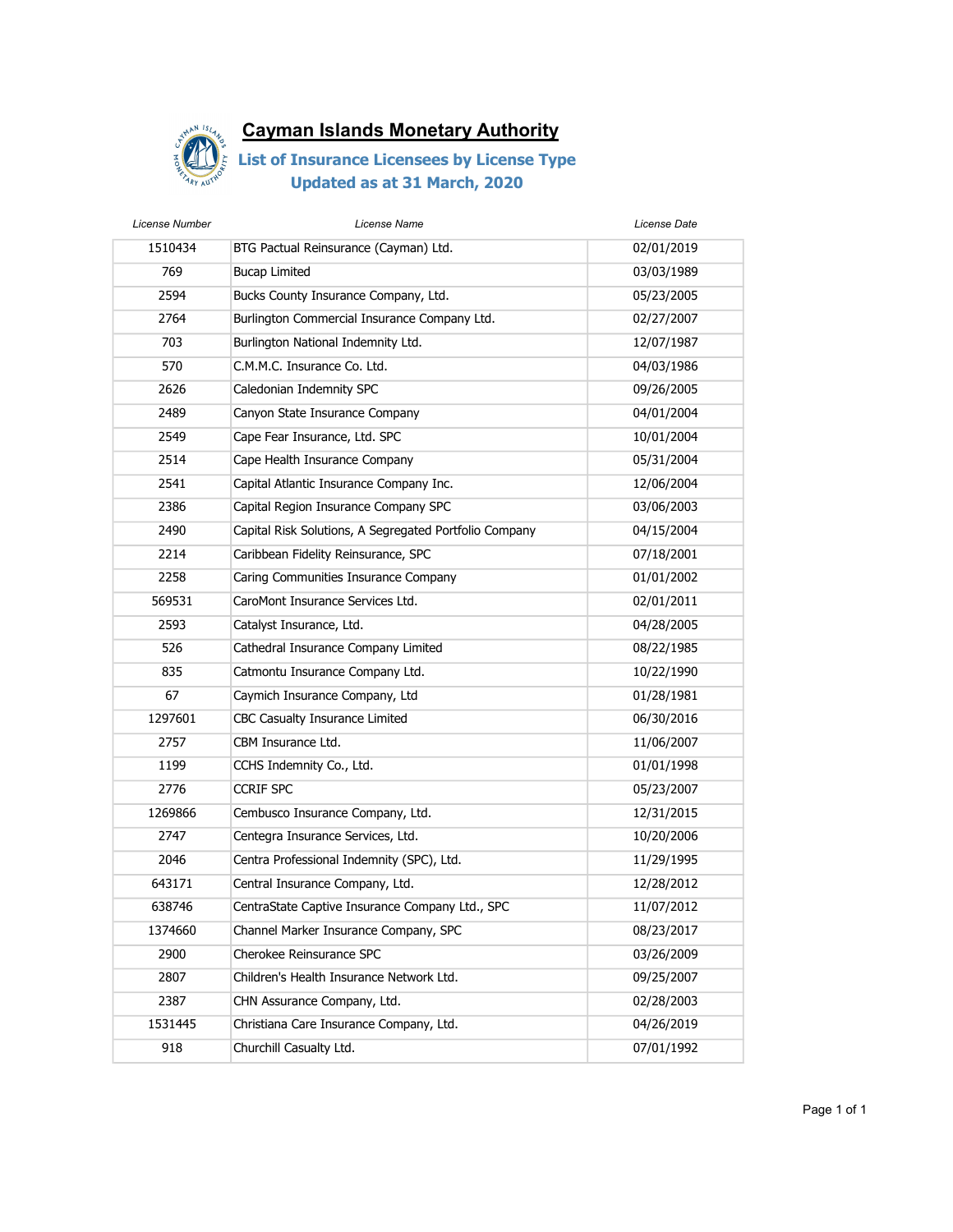# Cayman Islands Monetary Authority

## List of Insurance Licensees by License Type

## Updated as at 31 March, 2020

| License Number | License Name | License Date |
|---|---|---|
| 1510434 | BTG Pactual Reinsurance (Cayman) Ltd. | 02/01/2019 |
| 769 | Bucap Limited | 03/03/1989 |
| 2594 | Bucks County Insurance Company, Ltd. | 05/23/2005 |
| 2764 | Burlington Commercial Insurance Company Ltd. | 02/27/2007 |
| 703 | Burlington National Indemnity Ltd. | 12/07/1987 |
| 570 | C.M.M.C. Insurance Co. Ltd. | 04/03/1986 |
| 2626 | Caledonian Indemnity SPC | 09/26/2005 |
| 2489 | Canyon State Insurance Company | 04/01/2004 |
| 2549 | Cape Fear Insurance, Ltd. SPC | 10/01/2004 |
| 2514 | Cape Health Insurance Company | 05/31/2004 |
| 2541 | Capital Atlantic Insurance Company Inc. | 12/06/2004 |
| 2386 | Capital Region Insurance Company SPC | 03/06/2003 |
| 2490 | Capital Risk Solutions, A Segregated Portfolio Company | 04/15/2004 |
| 2214 | Caribbean Fidelity Reinsurance, SPC | 07/18/2001 |
| 2258 | Caring Communities Insurance Company | 01/01/2002 |
| 569531 | CaroMont Insurance Services Ltd. | 02/01/2011 |
| 2593 | Catalyst Insurance, Ltd. | 04/28/2005 |
| 526 | Cathedral Insurance Company Limited | 08/22/1985 |
| 835 | Catmontu Insurance Company Ltd. | 10/22/1990 |
| 67 | Caymich Insurance Company, Ltd | 01/28/1981 |
| 1297601 | CBC Casualty Insurance Limited | 06/30/2016 |
| 2757 | CBM Insurance Ltd. | 11/06/2007 |
| 1199 | CCHS Indemnity Co., Ltd. | 01/01/1998 |
| 2776 | CCRIF SPC | 05/23/2007 |
| 1269866 | Cembusco Insurance Company, Ltd. | 12/31/2015 |
| 2747 | Centegra Insurance Services, Ltd. | 10/20/2006 |
| 2046 | Centra Professional Indemnity (SPC), Ltd. | 11/29/1995 |
| 643171 | Central Insurance Company, Ltd. | 12/28/2012 |
| 638746 | CentraState Captive Insurance Company Ltd., SPC | 11/07/2012 |
| 1374660 | Channel Marker Insurance Company, SPC | 08/23/2017 |
| 2900 | Cherokee Reinsurance SPC | 03/26/2009 |
| 2807 | Children's Health Insurance Network Ltd. | 09/25/2007 |
| 2387 | CHN Assurance Company, Ltd. | 02/28/2003 |
| 1531445 | Christiana Care Insurance Company, Ltd. | 04/26/2019 |
| 918 | Churchill Casualty Ltd. | 07/01/1992 |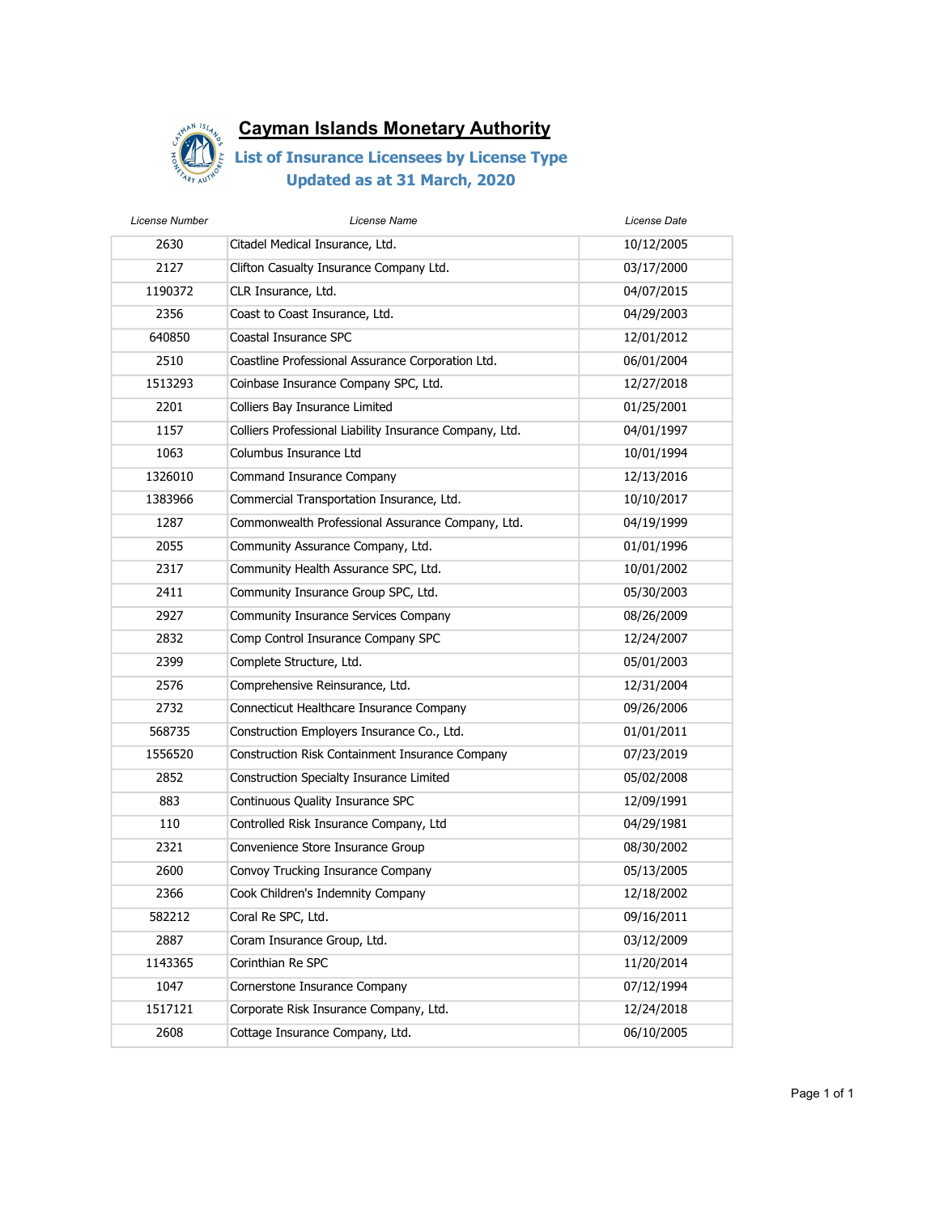# Cayman Islands Monetary Authority

## List of Insurance Licensees by License Type

## Updated as at 31 March, 2020

| License Number | License Name | License Date |
|---|---|---|
| 2630 | Citadel Medical Insurance, Ltd. | 10/12/2005 |
| 2127 | Clifton Casualty Insurance Company Ltd. | 03/17/2000 |
| 1190372 | CLR Insurance, Ltd. | 04/07/2015 |
| 2356 | Coast to Coast Insurance, Ltd. | 04/29/2003 |
| 640850 | Coastal Insurance SPC | 12/01/2012 |
| 2510 | Coastline Professional Assurance Corporation Ltd. | 06/01/2004 |
| 1513293 | Coinbase Insurance Company SPC, Ltd. | 12/27/2018 |
| 2201 | Colliers Bay Insurance Limited | 01/25/2001 |
| 1157 | Colliers Professional Liability Insurance Company, Ltd. | 04/01/1997 |
| 1063 | Columbus Insurance Ltd | 10/01/1994 |
| 1326010 | Command Insurance Company | 12/13/2016 |
| 1383966 | Commercial Transportation Insurance, Ltd. | 10/10/2017 |
| 1287 | Commonwealth Professional Assurance Company, Ltd. | 04/19/1999 |
| 2055 | Community Assurance Company, Ltd. | 01/01/1996 |
| 2317 | Community Health Assurance SPC, Ltd. | 10/01/2002 |
| 2411 | Community Insurance Group SPC, Ltd. | 05/30/2003 |
| 2927 | Community Insurance Services Company | 08/26/2009 |
| 2832 | Comp Control Insurance Company SPC | 12/24/2007 |
| 2399 | Complete Structure, Ltd. | 05/01/2003 |
| 2576 | Comprehensive Reinsurance, Ltd. | 12/31/2004 |
| 2732 | Connecticut Healthcare Insurance Company | 09/26/2006 |
| 568735 | Construction Employers Insurance Co., Ltd. | 01/01/2011 |
| 1556520 | Construction Risk Containment Insurance Company | 07/23/2019 |
| 2852 | Construction Specialty Insurance Limited | 05/02/2008 |
| 883 | Continuous Quality Insurance SPC | 12/09/1991 |
| 110 | Controlled Risk Insurance Company, Ltd | 04/29/1981 |
| 2321 | Convenience Store Insurance Group | 08/30/2002 |
| 2600 | Convoy Trucking Insurance Company | 05/13/2005 |
| 2366 | Cook Children's Indemnity Company | 12/18/2002 |
| 582212 | Coral Re SPC, Ltd. | 09/16/2011 |
| 2887 | Coram Insurance Group, Ltd. | 03/12/2009 |
| 1143365 | Corinthian Re SPC | 11/20/2014 |
| 1047 | Cornerstone Insurance Company | 07/12/1994 |
| 1517121 | Corporate Risk Insurance Company, Ltd. | 12/24/2018 |
| 2608 | Cottage Insurance Company, Ltd. | 06/10/2005 |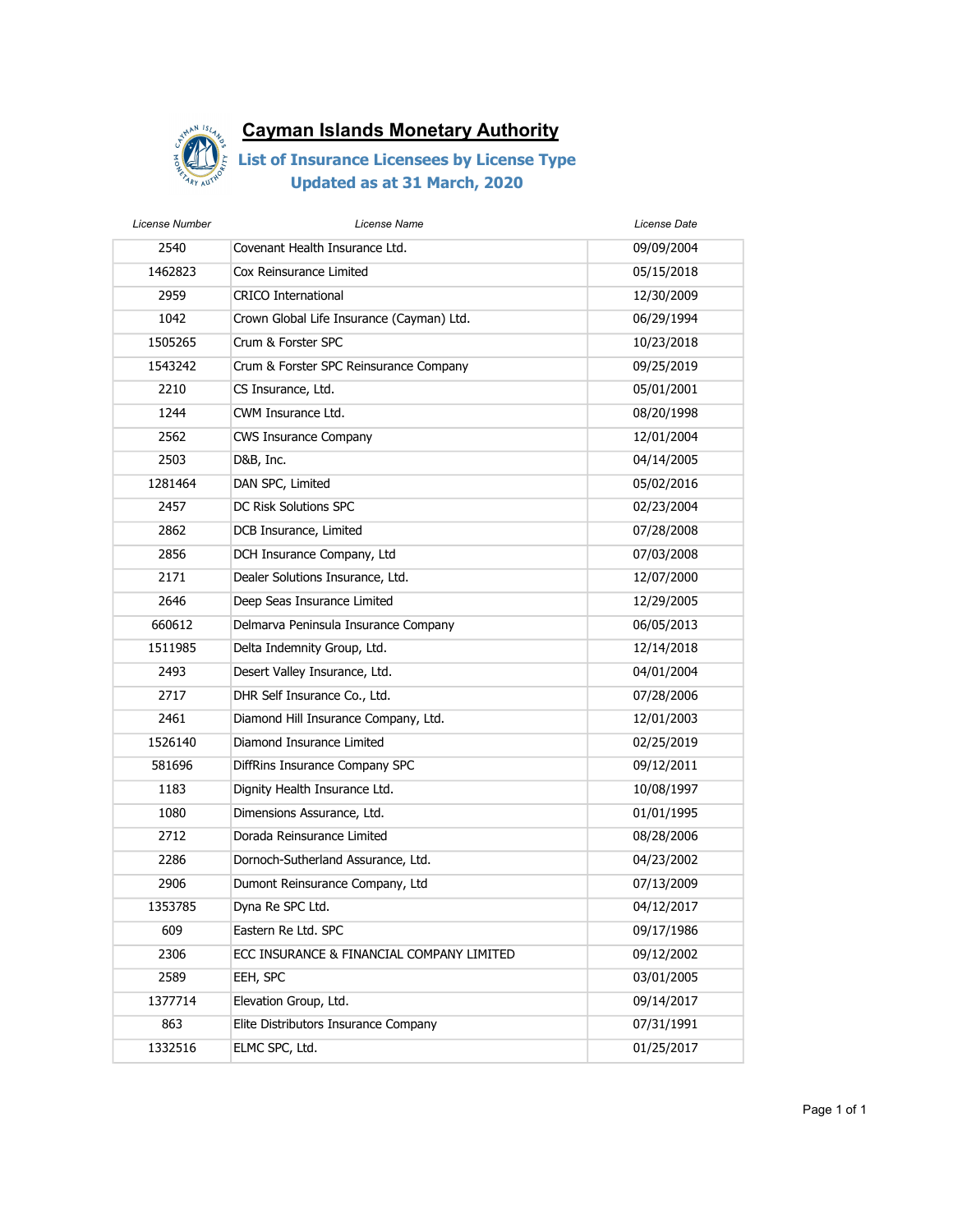# Cayman Islands Monetary Authority

## List of Insurance Licensees by License Type

### Updated as at 31 March, 2020

| License Number | License Name | License Date |
|---|---|---|
| 2540 | Covenant Health Insurance Ltd. | 09/09/2004 |
| 1462823 | Cox Reinsurance Limited | 05/15/2018 |
| 2959 | CRICO International | 12/30/2009 |
| 1042 | Crown Global Life Insurance (Cayman) Ltd. | 06/29/1994 |
| 1505265 | Crum & Forster SPC | 10/23/2018 |
| 1543242 | Crum & Forster SPC Reinsurance Company | 09/25/2019 |
| 2210 | CS Insurance, Ltd. | 05/01/2001 |
| 1244 | CWM Insurance Ltd. | 08/20/1998 |
| 2562 | CWS Insurance Company | 12/01/2004 |
| 2503 | D&B, Inc. | 04/14/2005 |
| 1281464 | DAN SPC, Limited | 05/02/2016 |
| 2457 | DC Risk Solutions SPC | 02/23/2004 |
| 2862 | DCB Insurance, Limited | 07/28/2008 |
| 2856 | DCH Insurance Company, Ltd | 07/03/2008 |
| 2171 | Dealer Solutions Insurance, Ltd. | 12/07/2000 |
| 2646 | Deep Seas Insurance Limited | 12/29/2005 |
| 660612 | Delmarva Peninsula Insurance Company | 06/05/2013 |
| 1511985 | Delta Indemnity Group, Ltd. | 12/14/2018 |
| 2493 | Desert Valley Insurance, Ltd. | 04/01/2004 |
| 2717 | DHR Self Insurance Co., Ltd. | 07/28/2006 |
| 2461 | Diamond Hill Insurance Company, Ltd. | 12/01/2003 |
| 1526140 | Diamond Insurance Limited | 02/25/2019 |
| 581696 | DiffRins Insurance Company SPC | 09/12/2011 |
| 1183 | Dignity Health Insurance Ltd. | 10/08/1997 |
| 1080 | Dimensions Assurance, Ltd. | 01/01/1995 |
| 2712 | Dorada Reinsurance Limited | 08/28/2006 |
| 2286 | Dornoch-Sutherland Assurance, Ltd. | 04/23/2002 |
| 2906 | Dumont Reinsurance Company, Ltd | 07/13/2009 |
| 1353785 | Dyna Re SPC Ltd. | 04/12/2017 |
| 609 | Eastern Re Ltd. SPC | 09/17/1986 |
| 2306 | ECC INSURANCE & FINANCIAL COMPANY LIMITED | 09/12/2002 |
| 2589 | EEH, SPC | 03/01/2005 |
| 1377714 | Elevation Group, Ltd. | 09/14/2017 |
| 863 | Elite Distributors Insurance Company | 07/31/1991 |
| 1332516 | ELMC SPC, Ltd. | 01/25/2017 |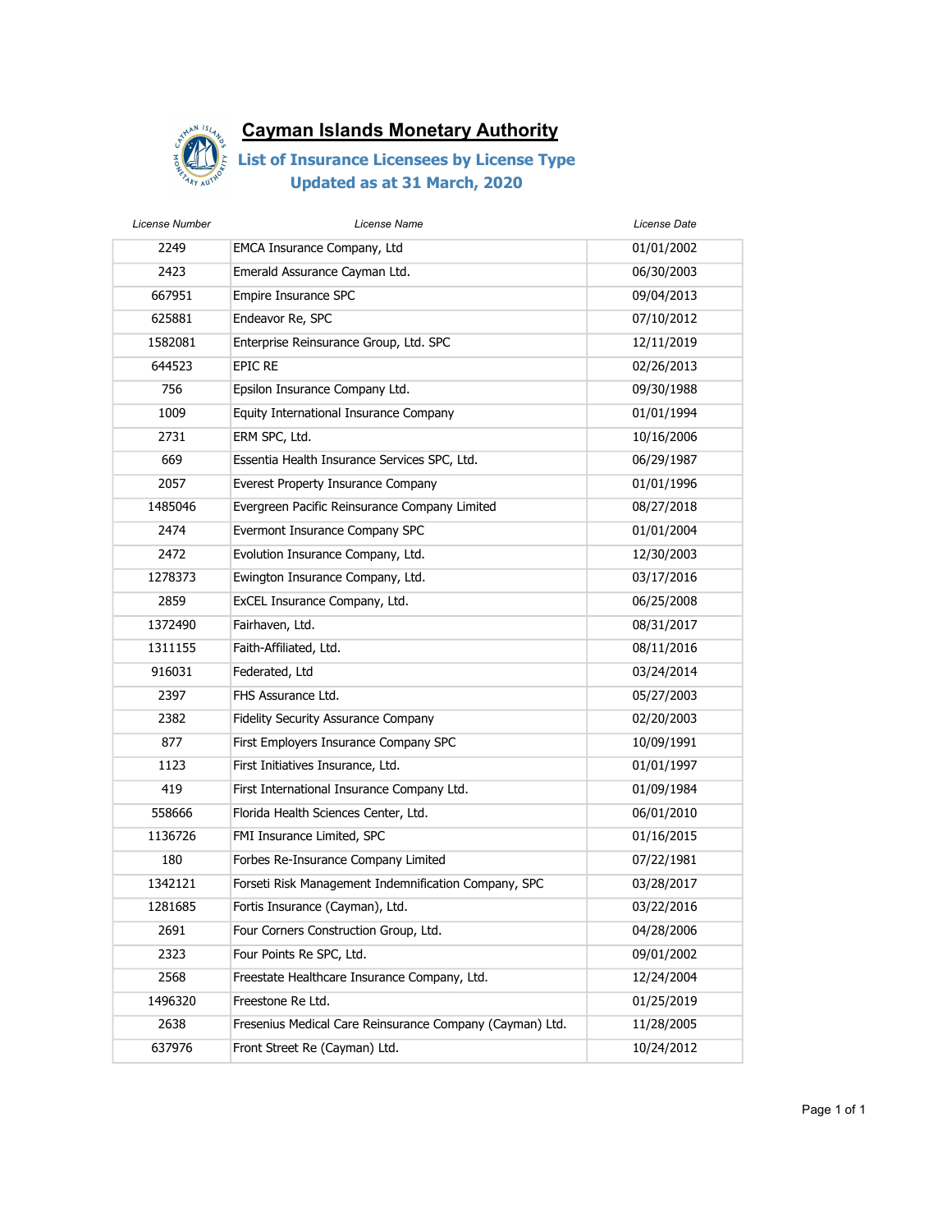# Cayman Islands Monetary Authority

## List of Insurance Licensees by License Type

### Updated as at 31 March, 2020

| License Number | License Name | License Date |
|---|---|---|
| 2249 | EMCA Insurance Company, Ltd | 01/01/2002 |
| 2423 | Emerald Assurance Cayman Ltd. | 06/30/2003 |
| 667951 | Empire Insurance SPC | 09/04/2013 |
| 625881 | Endeavor Re, SPC | 07/10/2012 |
| 1582081 | Enterprise Reinsurance Group, Ltd. SPC | 12/11/2019 |
| 644523 | EPIC RE | 02/26/2013 |
| 756 | Epsilon Insurance Company Ltd. | 09/30/1988 |
| 1009 | Equity International Insurance Company | 01/01/1994 |
| 2731 | ERM SPC, Ltd. | 10/16/2006 |
| 669 | Essentia Health Insurance Services SPC, Ltd. | 06/29/1987 |
| 2057 | Everest Property Insurance Company | 01/01/1996 |
| 1485046 | Evergreen Pacific Reinsurance Company Limited | 08/27/2018 |
| 2474 | Evermont Insurance Company SPC | 01/01/2004 |
| 2472 | Evolution Insurance Company, Ltd. | 12/30/2003 |
| 1278373 | Ewington Insurance Company, Ltd. | 03/17/2016 |
| 2859 | ExCEL Insurance Company, Ltd. | 06/25/2008 |
| 1372490 | Fairhaven, Ltd. | 08/31/2017 |
| 1311155 | Faith-Affiliated, Ltd. | 08/11/2016 |
| 916031 | Federated, Ltd | 03/24/2014 |
| 2397 | FHS Assurance Ltd. | 05/27/2003 |
| 2382 | Fidelity Security Assurance Company | 02/20/2003 |
| 877 | First Employers Insurance Company SPC | 10/09/1991 |
| 1123 | First Initiatives Insurance, Ltd. | 01/01/1997 |
| 419 | First International Insurance Company Ltd. | 01/09/1984 |
| 558666 | Florida Health Sciences Center, Ltd. | 06/01/2010 |
| 1136726 | FMI Insurance Limited, SPC | 01/16/2015 |
| 180 | Forbes Re-Insurance Company Limited | 07/22/1981 |
| 1342121 | Forseti Risk Management Indemnification Company, SPC | 03/28/2017 |
| 1281685 | Fortis Insurance (Cayman), Ltd. | 03/22/2016 |
| 2691 | Four Corners Construction Group, Ltd. | 04/28/2006 |
| 2323 | Four Points Re SPC, Ltd. | 09/01/2002 |
| 2568 | Freestate Healthcare Insurance Company, Ltd. | 12/24/2004 |
| 1496320 | Freestone Re Ltd. | 01/25/2019 |
| 2638 | Fresenius Medical Care Reinsurance Company (Cayman) Ltd. | 11/28/2005 |
| 637976 | Front Street Re (Cayman) Ltd. | 10/24/2012 |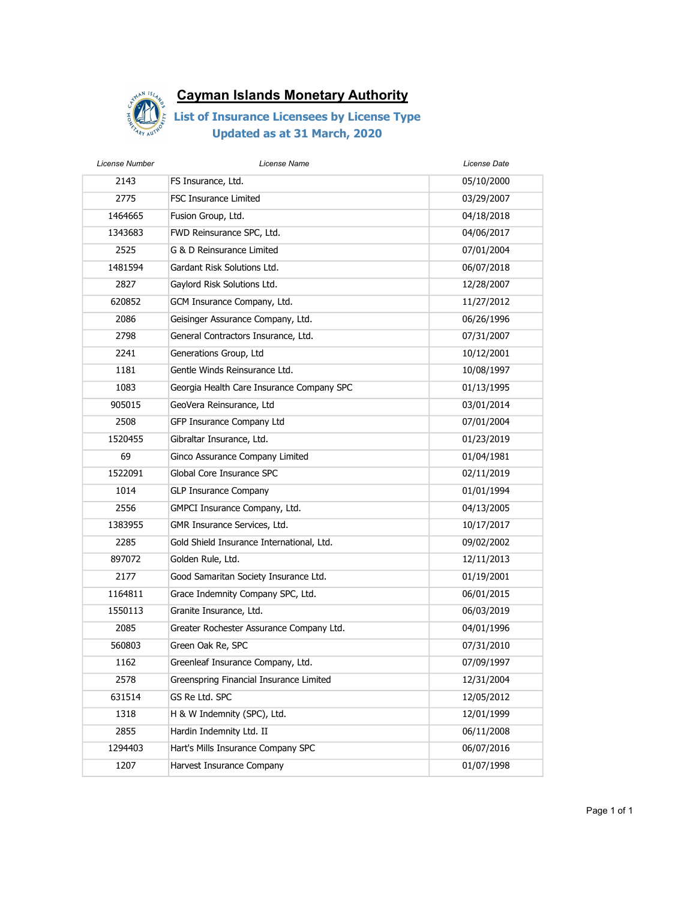# Cayman Islands Monetary Authority

## List of Insurance Licensees by License Type

## Updated as at 31 March, 2020

| License Number | License Name | License Date |
|---|---|---|
| 2143 | FS Insurance, Ltd. | 05/10/2000 |
| 2775 | FSC Insurance Limited | 03/29/2007 |
| 1464665 | Fusion Group, Ltd. | 04/18/2018 |
| 1343683 | FWD Reinsurance SPC, Ltd. | 04/06/2017 |
| 2525 | G & D Reinsurance Limited | 07/01/2004 |
| 1481594 | Gardant Risk Solutions Ltd. | 06/07/2018 |
| 2827 | Gaylord Risk Solutions Ltd. | 12/28/2007 |
| 620852 | GCM Insurance Company, Ltd. | 11/27/2012 |
| 2086 | Geisinger Assurance Company, Ltd. | 06/26/1996 |
| 2798 | General Contractors Insurance, Ltd. | 07/31/2007 |
| 2241 | Generations Group, Ltd | 10/12/2001 |
| 1181 | Gentle Winds Reinsurance Ltd. | 10/08/1997 |
| 1083 | Georgia Health Care Insurance Company SPC | 01/13/1995 |
| 905015 | GeoVera Reinsurance, Ltd | 03/01/2014 |
| 2508 | GFP Insurance Company Ltd | 07/01/2004 |
| 1520455 | Gibraltar Insurance, Ltd. | 01/23/2019 |
| 69 | Ginco Assurance Company Limited | 01/04/1981 |
| 1522091 | Global Core Insurance SPC | 02/11/2019 |
| 1014 | GLP Insurance Company | 01/01/1994 |
| 2556 | GMPCI Insurance Company, Ltd. | 04/13/2005 |
| 1383955 | GMR Insurance Services, Ltd. | 10/17/2017 |
| 2285 | Gold Shield Insurance International, Ltd. | 09/02/2002 |
| 897072 | Golden Rule, Ltd. | 12/11/2013 |
| 2177 | Good Samaritan Society Insurance Ltd. | 01/19/2001 |
| 1164811 | Grace Indemnity Company SPC, Ltd. | 06/01/2015 |
| 1550113 | Granite Insurance, Ltd. | 06/03/2019 |
| 2085 | Greater Rochester Assurance Company Ltd. | 04/01/1996 |
| 560803 | Green Oak Re, SPC | 07/31/2010 |
| 1162 | Greenleaf Insurance Company, Ltd. | 07/09/1997 |
| 2578 | Greenspring Financial Insurance Limited | 12/31/2004 |
| 631514 | GS Re Ltd. SPC | 12/05/2012 |
| 1318 | H & W Indemnity (SPC), Ltd. | 12/01/1999 |
| 2855 | Hardin Indemnity Ltd. II | 06/11/2008 |
| 1294403 | Hart's Mills Insurance Company SPC | 06/07/2016 |
| 1207 | Harvest Insurance Company | 01/07/1998 |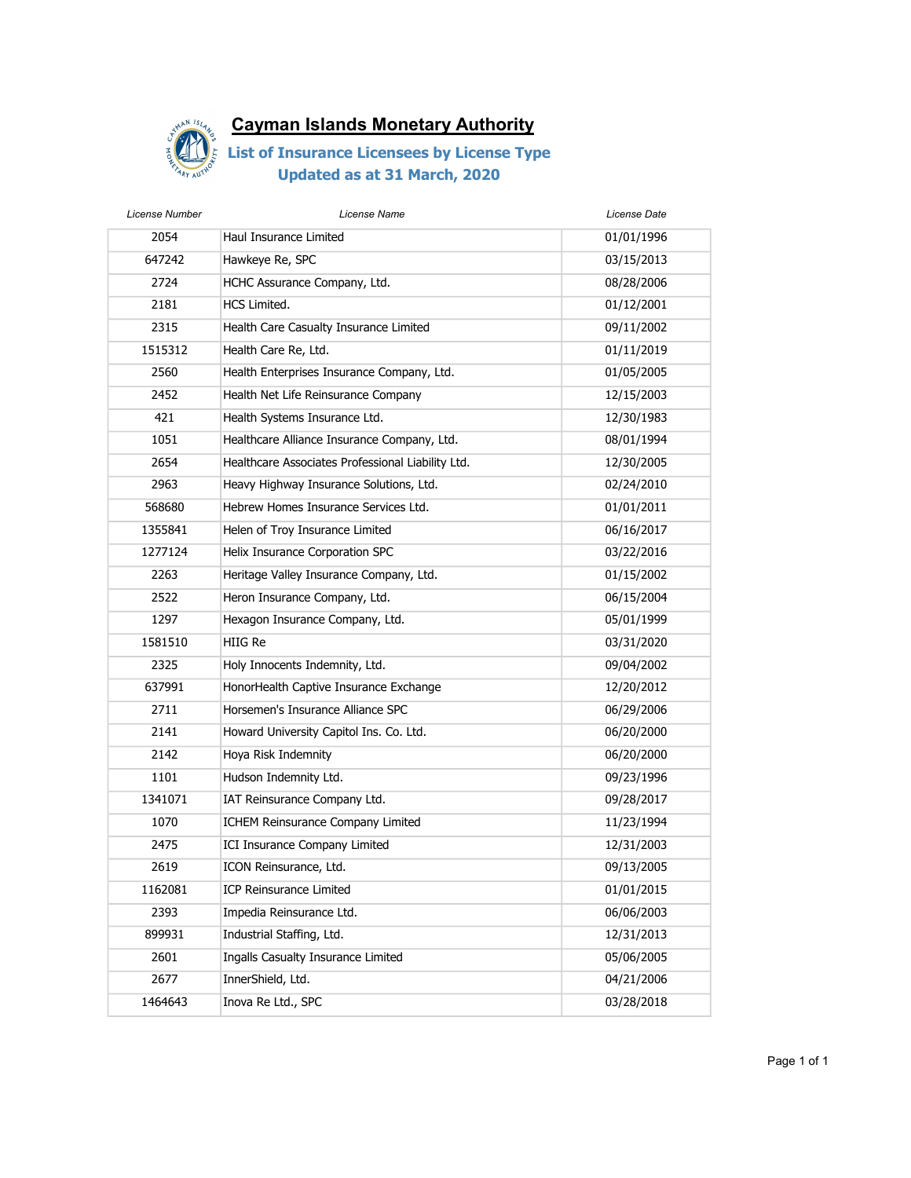# Cayman Islands Monetary Authority

## List of Insurance Licensees by License Type

## Updated as at 31 March, 2020

| License Number | License Name | License Date |
|---|---|---|
| 2054 | Haul Insurance Limited | 01/01/1996 |
| 647242 | Hawkeye Re, SPC | 03/15/2013 |
| 2724 | HCHC Assurance Company, Ltd. | 08/28/2006 |
| 2181 | HCS Limited. | 01/12/2001 |
| 2315 | Health Care Casualty Insurance Limited | 09/11/2002 |
| 1515312 | Health Care Re, Ltd. | 01/11/2019 |
| 2560 | Health Enterprises Insurance Company, Ltd. | 01/05/2005 |
| 2452 | Health Net Life Reinsurance Company | 12/15/2003 |
| 421 | Health Systems Insurance Ltd. | 12/30/1983 |
| 1051 | Healthcare Alliance Insurance Company, Ltd. | 08/01/1994 |
| 2654 | Healthcare Associates Professional Liability Ltd. | 12/30/2005 |
| 2963 | Heavy Highway Insurance Solutions, Ltd. | 02/24/2010 |
| 568680 | Hebrew Homes Insurance Services Ltd. | 01/01/2011 |
| 1355841 | Helen of Troy Insurance Limited | 06/16/2017 |
| 1277124 | Helix Insurance Corporation SPC | 03/22/2016 |
| 2263 | Heritage Valley Insurance Company, Ltd. | 01/15/2002 |
| 2522 | Heron Insurance Company, Ltd. | 06/15/2004 |
| 1297 | Hexagon Insurance Company, Ltd. | 05/01/1999 |
| 1581510 | HIIG Re | 03/31/2020 |
| 2325 | Holy Innocents Indemnity, Ltd. | 09/04/2002 |
| 637991 | HonorHealth Captive Insurance Exchange | 12/20/2012 |
| 2711 | Horsemen's Insurance Alliance SPC | 06/29/2006 |
| 2141 | Howard University Capitol Ins. Co. Ltd. | 06/20/2000 |
| 2142 | Hoya Risk Indemnity | 06/20/2000 |
| 1101 | Hudson Indemnity Ltd. | 09/23/1996 |
| 1341071 | IAT Reinsurance Company Ltd. | 09/28/2017 |
| 1070 | ICHEM Reinsurance Company Limited | 11/23/1994 |
| 2475 | ICI Insurance Company Limited | 12/31/2003 |
| 2619 | ICON Reinsurance, Ltd. | 09/13/2005 |
| 1162081 | ICP Reinsurance Limited | 01/01/2015 |
| 2393 | Impedia Reinsurance Ltd. | 06/06/2003 |
| 899931 | Industrial Staffing, Ltd. | 12/31/2013 |
| 2601 | Ingalls Casualty Insurance Limited | 05/06/2005 |
| 2677 | InnerShield, Ltd. | 04/21/2006 |
| 1464643 | Inova Re Ltd., SPC | 03/28/2018 |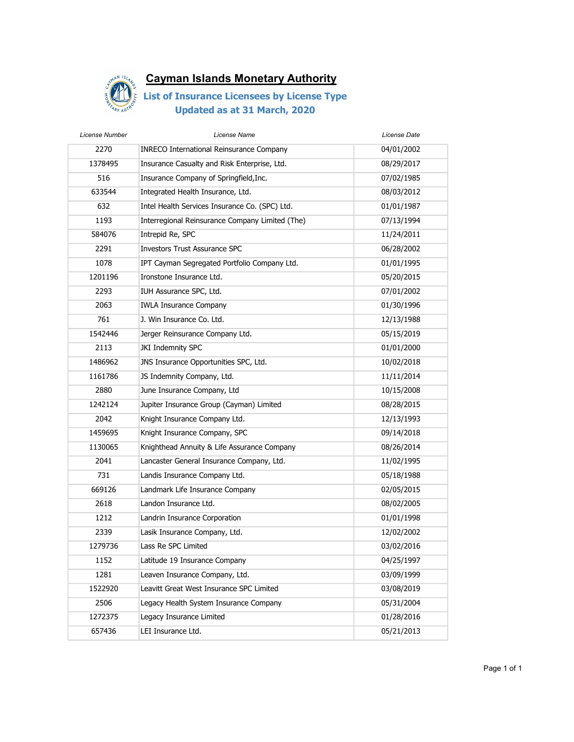# Cayman Islands Monetary Authority

## List of Insurance Licensees by License Type

## Updated as at 31 March, 2020

| License Number | License Name | License Date |
|---|---|---|
| 2270 | INRECO International Reinsurance Company | 04/01/2002 |
| 1378495 | Insurance Casualty and Risk Enterprise, Ltd. | 08/29/2017 |
| 516 | Insurance Company of Springfield,Inc. | 07/02/1985 |
| 633544 | Integrated Health Insurance, Ltd. | 08/03/2012 |
| 632 | Intel Health Services Insurance Co. (SPC) Ltd. | 01/01/1987 |
| 1193 | Interregional Reinsurance Company Limited (The) | 07/13/1994 |
| 584076 | Intrepid Re, SPC | 11/24/2011 |
| 2291 | Investors Trust Assurance SPC | 06/28/2002 |
| 1078 | IPT Cayman Segregated Portfolio Company Ltd. | 01/01/1995 |
| 1201196 | Ironstone Insurance Ltd. | 05/20/2015 |
| 2293 | IUH Assurance SPC, Ltd. | 07/01/2002 |
| 2063 | IWLA Insurance Company | 01/30/1996 |
| 761 | J. Win Insurance Co. Ltd. | 12/13/1988 |
| 1542446 | Jerger Reinsurance Company Ltd. | 05/15/2019 |
| 2113 | JKI Indemnity SPC | 01/01/2000 |
| 1486962 | JNS Insurance Opportunities SPC, Ltd. | 10/02/2018 |
| 1161786 | JS Indemnity Company, Ltd. | 11/11/2014 |
| 2880 | June Insurance Company, Ltd | 10/15/2008 |
| 1242124 | Jupiter Insurance Group (Cayman) Limited | 08/28/2015 |
| 2042 | Knight Insurance Company Ltd. | 12/13/1993 |
| 1459695 | Knight Insurance Company, SPC | 09/14/2018 |
| 1130065 | Knighthead Annuity & Life Assurance Company | 08/26/2014 |
| 2041 | Lancaster General Insurance Company, Ltd. | 11/02/1995 |
| 731 | Landis Insurance Company Ltd. | 05/18/1988 |
| 669126 | Landmark Life Insurance Company | 02/05/2015 |
| 2618 | Landon Insurance Ltd. | 08/02/2005 |
| 1212 | Landrin Insurance Corporation | 01/01/1998 |
| 2339 | Lasik Insurance Company, Ltd. | 12/02/2002 |
| 1279736 | Lass Re SPC Limited | 03/02/2016 |
| 1152 | Latitude 19 Insurance Company | 04/25/1997 |
| 1281 | Leaven Insurance Company, Ltd. | 03/09/1999 |
| 1522920 | Leavitt Great West Insurance SPC Limited | 03/08/2019 |
| 2506 | Legacy Health System Insurance Company | 05/31/2004 |
| 1272375 | Legacy Insurance Limited | 01/28/2016 |
| 657436 | LEI Insurance Ltd. | 05/21/2013 |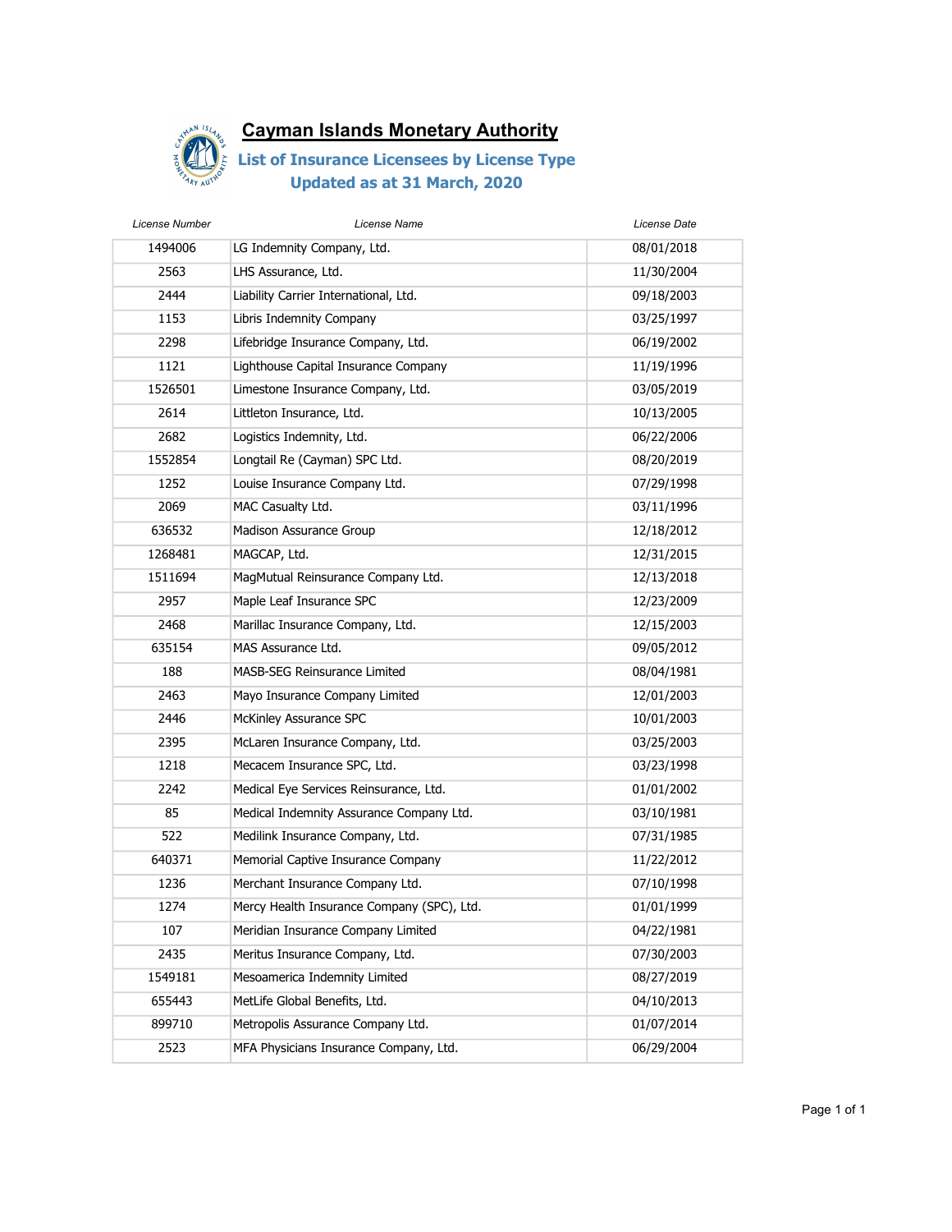# Cayman Islands Monetary Authority

## List of Insurance Licensees by License Type
## Updated as at 31 March, 2020

| License Number | License Name | License Date |
|---|---|---|
| 1494006 | LG Indemnity Company, Ltd. | 08/01/2018 |
| 2563 | LHS Assurance, Ltd. | 11/30/2004 |
| 2444 | Liability Carrier International, Ltd. | 09/18/2003 |
| 1153 | Libris Indemnity Company | 03/25/1997 |
| 2298 | Lifebridge Insurance Company, Ltd. | 06/19/2002 |
| 1121 | Lighthouse Capital Insurance Company | 11/19/1996 |
| 1526501 | Limestone Insurance Company, Ltd. | 03/05/2019 |
| 2614 | Littleton Insurance, Ltd. | 10/13/2005 |
| 2682 | Logistics Indemnity, Ltd. | 06/22/2006 |
| 1552854 | Longtail Re (Cayman) SPC Ltd. | 08/20/2019 |
| 1252 | Louise Insurance Company Ltd. | 07/29/1998 |
| 2069 | MAC Casualty Ltd. | 03/11/1996 |
| 636532 | Madison Assurance Group | 12/18/2012 |
| 1268481 | MAGCAP, Ltd. | 12/31/2015 |
| 1511694 | MagMutual Reinsurance Company Ltd. | 12/13/2018 |
| 2957 | Maple Leaf Insurance SPC | 12/23/2009 |
| 2468 | Marillac Insurance Company, Ltd. | 12/15/2003 |
| 635154 | MAS Assurance Ltd. | 09/05/2012 |
| 188 | MASB-SEG Reinsurance Limited | 08/04/1981 |
| 2463 | Mayo Insurance Company Limited | 12/01/2003 |
| 2446 | McKinley Assurance SPC | 10/01/2003 |
| 2395 | McLaren Insurance Company, Ltd. | 03/25/2003 |
| 1218 | Mecacem Insurance SPC, Ltd. | 03/23/1998 |
| 2242 | Medical Eye Services Reinsurance, Ltd. | 01/01/2002 |
| 85 | Medical Indemnity Assurance Company Ltd. | 03/10/1981 |
| 522 | Medilink Insurance Company, Ltd. | 07/31/1985 |
| 640371 | Memorial Captive Insurance Company | 11/22/2012 |
| 1236 | Merchant Insurance Company Ltd. | 07/10/1998 |
| 1274 | Mercy Health Insurance Company (SPC), Ltd. | 01/01/1999 |
| 107 | Meridian Insurance Company Limited | 04/22/1981 |
| 2435 | Meritus Insurance Company, Ltd. | 07/30/2003 |
| 1549181 | Mesoamerica Indemnity Limited | 08/27/2019 |
| 655443 | MetLife Global Benefits, Ltd. | 04/10/2013 |
| 899710 | Metropolis Assurance Company Ltd. | 01/07/2014 |
| 2523 | MFA Physicians Insurance Company, Ltd. | 06/29/2004 |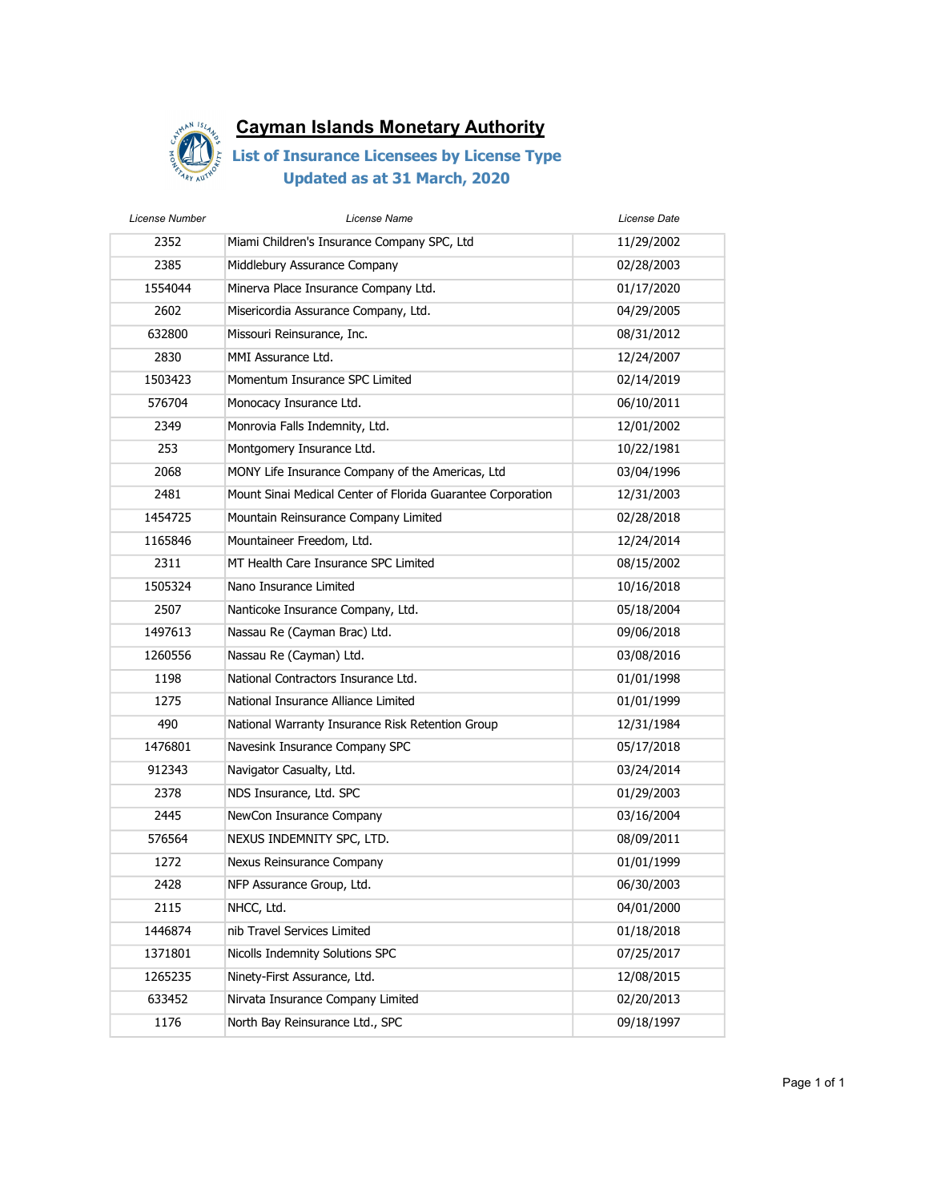# Cayman Islands Monetary Authority

## List of Insurance Licensees by License Type

## Updated as at 31 March, 2020

| License Number | License Name | License Date |
|---|---|---|
| 2352 | Miami Children's Insurance Company SPC, Ltd | 11/29/2002 |
| 2385 | Middlebury Assurance Company | 02/28/2003 |
| 1554044 | Minerva Place Insurance Company Ltd. | 01/17/2020 |
| 2602 | Misericordia Assurance Company, Ltd. | 04/29/2005 |
| 632800 | Missouri Reinsurance, Inc. | 08/31/2012 |
| 2830 | MMI Assurance Ltd. | 12/24/2007 |
| 1503423 | Momentum Insurance SPC Limited | 02/14/2019 |
| 576704 | Monocacy Insurance Ltd. | 06/10/2011 |
| 2349 | Monrovia Falls Indemnity, Ltd. | 12/01/2002 |
| 253 | Montgomery Insurance Ltd. | 10/22/1981 |
| 2068 | MONY Life Insurance Company of the Americas, Ltd | 03/04/1996 |
| 2481 | Mount Sinai Medical Center of Florida Guarantee Corporation | 12/31/2003 |
| 1454725 | Mountain Reinsurance Company Limited | 02/28/2018 |
| 1165846 | Mountaineer Freedom, Ltd. | 12/24/2014 |
| 2311 | MT Health Care Insurance SPC Limited | 08/15/2002 |
| 1505324 | Nano Insurance Limited | 10/16/2018 |
| 2507 | Nanticoke Insurance Company, Ltd. | 05/18/2004 |
| 1497613 | Nassau Re (Cayman Brac) Ltd. | 09/06/2018 |
| 1260556 | Nassau Re (Cayman) Ltd. | 03/08/2016 |
| 1198 | National Contractors Insurance Ltd. | 01/01/1998 |
| 1275 | National Insurance Alliance Limited | 01/01/1999 |
| 490 | National Warranty Insurance Risk Retention Group | 12/31/1984 |
| 1476801 | Navesink Insurance Company SPC | 05/17/2018 |
| 912343 | Navigator Casualty, Ltd. | 03/24/2014 |
| 2378 | NDS Insurance, Ltd. SPC | 01/29/2003 |
| 2445 | NewCon Insurance Company | 03/16/2004 |
| 576564 | NEXUS INDEMNITY SPC, LTD. | 08/09/2011 |
| 1272 | Nexus Reinsurance Company | 01/01/1999 |
| 2428 | NFP Assurance Group, Ltd. | 06/30/2003 |
| 2115 | NHCC, Ltd. | 04/01/2000 |
| 1446874 | nib Travel Services Limited | 01/18/2018 |
| 1371801 | Nicolls Indemnity Solutions SPC | 07/25/2017 |
| 1265235 | Ninety-First Assurance, Ltd. | 12/08/2015 |
| 633452 | Nirvata Insurance Company Limited | 02/20/2013 |
| 1176 | North Bay Reinsurance Ltd., SPC | 09/18/1997 |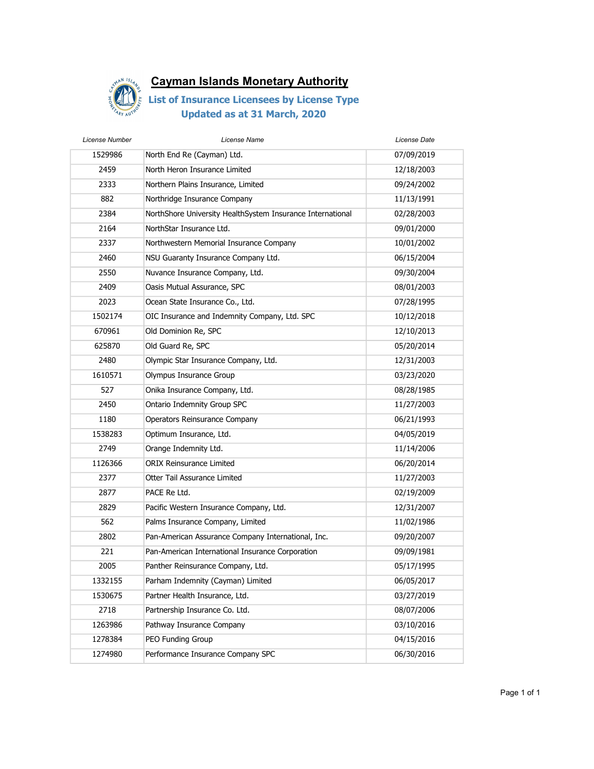# Cayman Islands Monetary Authority

## List of Insurance Licensees by License Type
## Updated as at 31 March, 2020

| License Number | License Name | License Date |
|---|---|---|
| 1529986 | North End Re (Cayman) Ltd. | 07/09/2019 |
| 2459 | North Heron Insurance Limited | 12/18/2003 |
| 2333 | Northern Plains Insurance, Limited | 09/24/2002 |
| 882 | Northridge Insurance Company | 11/13/1991 |
| 2384 | NorthShore University HealthSystem Insurance International | 02/28/2003 |
| 2164 | NorthStar Insurance Ltd. | 09/01/2000 |
| 2337 | Northwestern Memorial Insurance Company | 10/01/2002 |
| 2460 | NSU Guaranty Insurance Company Ltd. | 06/15/2004 |
| 2550 | Nuvance Insurance Company, Ltd. | 09/30/2004 |
| 2409 | Oasis Mutual Assurance, SPC | 08/01/2003 |
| 2023 | Ocean State Insurance Co., Ltd. | 07/28/1995 |
| 1502174 | OIC Insurance and Indemnity Company, Ltd. SPC | 10/12/2018 |
| 670961 | Old Dominion Re, SPC | 12/10/2013 |
| 625870 | Old Guard Re, SPC | 05/20/2014 |
| 2480 | Olympic Star Insurance Company, Ltd. | 12/31/2003 |
| 1610571 | Olympus Insurance Group | 03/23/2020 |
| 527 | Onika Insurance Company, Ltd. | 08/28/1985 |
| 2450 | Ontario Indemnity Group SPC | 11/27/2003 |
| 1180 | Operators Reinsurance Company | 06/21/1993 |
| 1538283 | Optimum Insurance, Ltd. | 04/05/2019 |
| 2749 | Orange Indemnity Ltd. | 11/14/2006 |
| 1126366 | ORIX Reinsurance Limited | 06/20/2014 |
| 2377 | Otter Tail Assurance Limited | 11/27/2003 |
| 2877 | PACE Re Ltd. | 02/19/2009 |
| 2829 | Pacific Western Insurance Company, Ltd. | 12/31/2007 |
| 562 | Palms Insurance Company, Limited | 11/02/1986 |
| 2802 | Pan-American Assurance Company International, Inc. | 09/20/2007 |
| 221 | Pan-American International Insurance Corporation | 09/09/1981 |
| 2005 | Panther Reinsurance Company, Ltd. | 05/17/1995 |
| 1332155 | Parham Indemnity (Cayman) Limited | 06/05/2017 |
| 1530675 | Partner Health Insurance, Ltd. | 03/27/2019 |
| 2718 | Partnership Insurance Co. Ltd. | 08/07/2006 |
| 1263986 | Pathway Insurance Company | 03/10/2016 |
| 1278384 | PEO Funding Group | 04/15/2016 |
| 1274980 | Performance Insurance Company SPC | 06/30/2016 |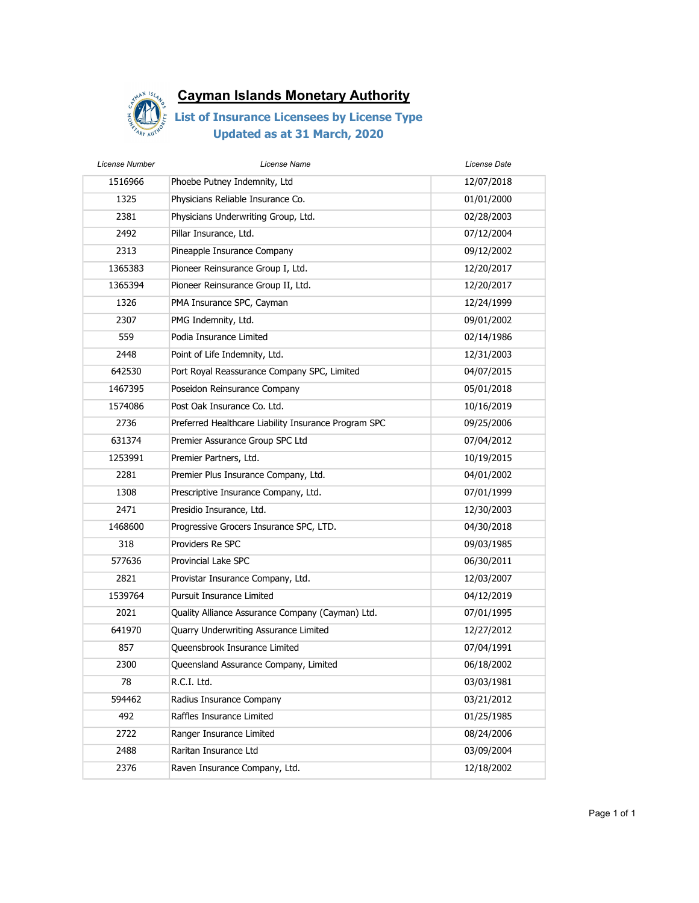# Cayman Islands Monetary Authority

## List of Insurance Licensees by License Type

## Updated as at 31 March, 2020

| License Number | License Name | License Date |
|---|---|---|
| 1516966 | Phoebe Putney Indemnity, Ltd | 12/07/2018 |
| 1325 | Physicians Reliable Insurance Co. | 01/01/2000 |
| 2381 | Physicians Underwriting Group, Ltd. | 02/28/2003 |
| 2492 | Pillar Insurance, Ltd. | 07/12/2004 |
| 2313 | Pineapple Insurance Company | 09/12/2002 |
| 1365383 | Pioneer Reinsurance Group I, Ltd. | 12/20/2017 |
| 1365394 | Pioneer Reinsurance Group II, Ltd. | 12/20/2017 |
| 1326 | PMA Insurance SPC, Cayman | 12/24/1999 |
| 2307 | PMG Indemnity, Ltd. | 09/01/2002 |
| 559 | Podia Insurance Limited | 02/14/1986 |
| 2448 | Point of Life Indemnity, Ltd. | 12/31/2003 |
| 642530 | Port Royal Reassurance Company SPC, Limited | 04/07/2015 |
| 1467395 | Poseidon Reinsurance Company | 05/01/2018 |
| 1574086 | Post Oak Insurance Co. Ltd. | 10/16/2019 |
| 2736 | Preferred Healthcare Liability Insurance Program SPC | 09/25/2006 |
| 631374 | Premier Assurance Group SPC Ltd | 07/04/2012 |
| 1253991 | Premier Partners, Ltd. | 10/19/2015 |
| 2281 | Premier Plus Insurance Company, Ltd. | 04/01/2002 |
| 1308 | Prescriptive Insurance Company, Ltd. | 07/01/1999 |
| 2471 | Presidio Insurance, Ltd. | 12/30/2003 |
| 1468600 | Progressive Grocers Insurance SPC, LTD. | 04/30/2018 |
| 318 | Providers Re SPC | 09/03/1985 |
| 577636 | Provincial Lake SPC | 06/30/2011 |
| 2821 | Provistar Insurance Company, Ltd. | 12/03/2007 |
| 1539764 | Pursuit Insurance Limited | 04/12/2019 |
| 2021 | Quality Alliance Assurance Company (Cayman) Ltd. | 07/01/1995 |
| 641970 | Quarry Underwriting Assurance Limited | 12/27/2012 |
| 857 | Queensbrook Insurance Limited | 07/04/1991 |
| 2300 | Queensland Assurance Company, Limited | 06/18/2002 |
| 78 | R.C.I. Ltd. | 03/03/1981 |
| 594462 | Radius Insurance Company | 03/21/2012 |
| 492 | Raffles Insurance Limited | 01/25/1985 |
| 2722 | Ranger Insurance Limited | 08/24/2006 |
| 2488 | Raritan Insurance Ltd | 03/09/2004 |
| 2376 | Raven Insurance Company, Ltd. | 12/18/2002 |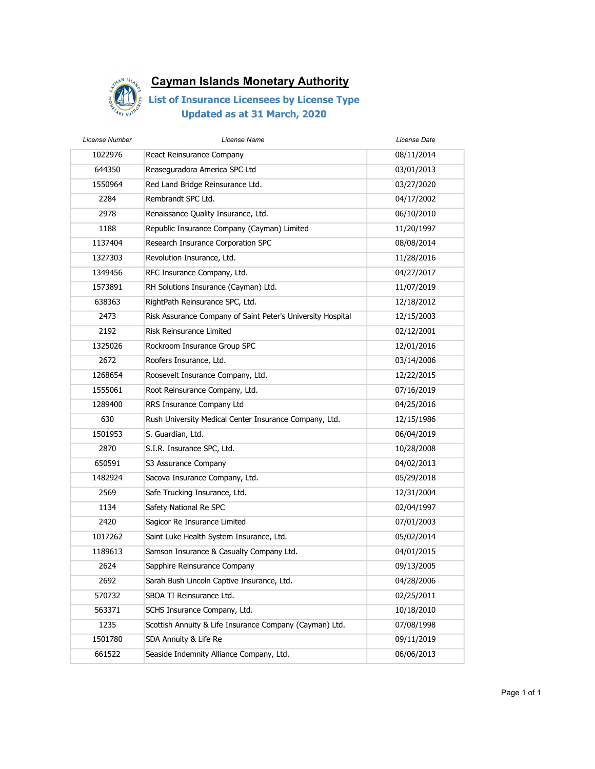# Cayman Islands Monetary Authority

## List of Insurance Licensees by License Type

## Updated as at 31 March, 2020

| License Number | License Name | License Date |
|---|---|---|
| 1022976 | React Reinsurance Company | 08/11/2014 |
| 644350 | Reaseguradora America SPC Ltd | 03/01/2013 |
| 1550964 | Red Land Bridge Reinsurance Ltd. | 03/27/2020 |
| 2284 | Rembrandt SPC Ltd. | 04/17/2002 |
| 2978 | Renaissance Quality Insurance, Ltd. | 06/10/2010 |
| 1188 | Republic Insurance Company (Cayman) Limited | 11/20/1997 |
| 1137404 | Research Insurance Corporation SPC | 08/08/2014 |
| 1327303 | Revolution Insurance, Ltd. | 11/28/2016 |
| 1349456 | RFC Insurance Company, Ltd. | 04/27/2017 |
| 1573891 | RH Solutions Insurance (Cayman) Ltd. | 11/07/2019 |
| 638363 | RightPath Reinsurance SPC, Ltd. | 12/18/2012 |
| 2473 | Risk Assurance Company of Saint Peter's University Hospital | 12/15/2003 |
| 2192 | Risk Reinsurance Limited | 02/12/2001 |
| 1325026 | Rockroom Insurance Group SPC | 12/01/2016 |
| 2672 | Roofers Insurance, Ltd. | 03/14/2006 |
| 1268654 | Roosevelt Insurance Company, Ltd. | 12/22/2015 |
| 1555061 | Root Reinsurance Company, Ltd. | 07/16/2019 |
| 1289400 | RRS Insurance Company Ltd | 04/25/2016 |
| 630 | Rush University Medical Center Insurance Company, Ltd. | 12/15/1986 |
| 1501953 | S. Guardian, Ltd. | 06/04/2019 |
| 2870 | S.I.R. Insurance SPC, Ltd. | 10/28/2008 |
| 650591 | S3 Assurance Company | 04/02/2013 |
| 1482924 | Sacova Insurance Company, Ltd. | 05/29/2018 |
| 2569 | Safe Trucking Insurance, Ltd. | 12/31/2004 |
| 1134 | Safety National Re SPC | 02/04/1997 |
| 2420 | Sagicor Re Insurance Limited | 07/01/2003 |
| 1017262 | Saint Luke Health System Insurance, Ltd. | 05/02/2014 |
| 1189613 | Samson Insurance & Casualty Company Ltd. | 04/01/2015 |
| 2624 | Sapphire Reinsurance Company | 09/13/2005 |
| 2692 | Sarah Bush Lincoln Captive Insurance, Ltd. | 04/28/2006 |
| 570732 | SBOA TI Reinsurance Ltd. | 02/25/2011 |
| 563371 | SCHS Insurance Company, Ltd. | 10/18/2010 |
| 1235 | Scottish Annuity & Life Insurance Company (Cayman) Ltd. | 07/08/1998 |
| 1501780 | SDA Annuity & Life Re | 09/11/2019 |
| 661522 | Seaside Indemnity Alliance Company, Ltd. | 06/06/2013 |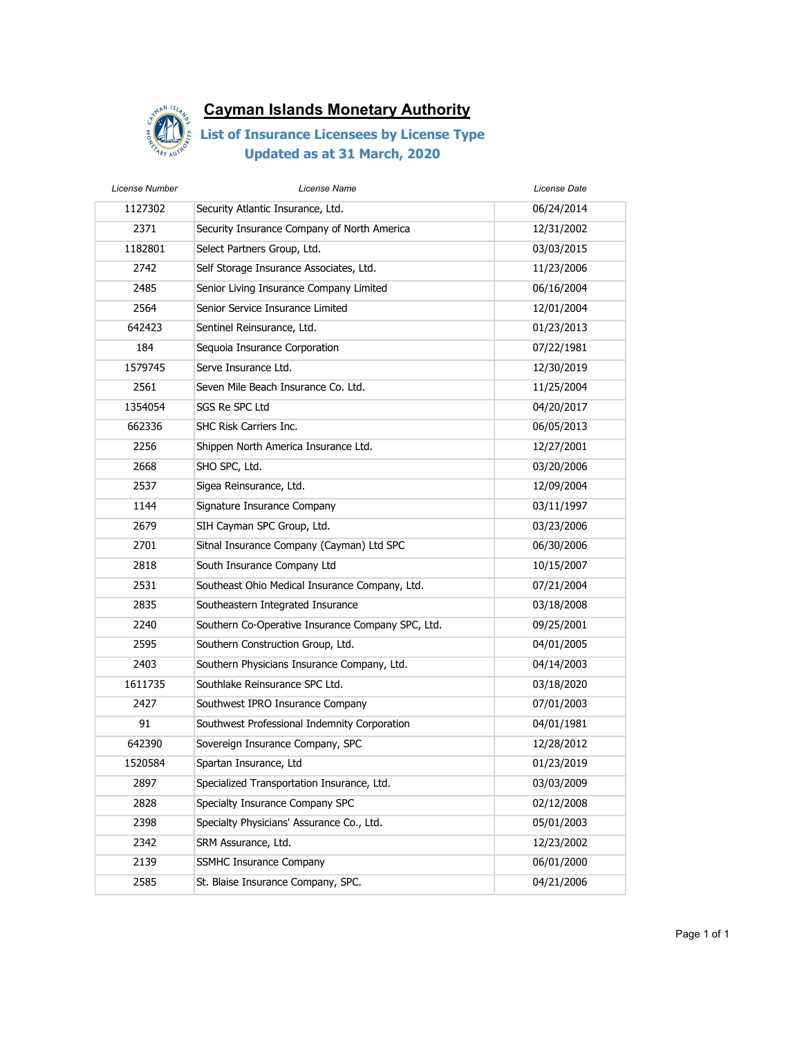# Cayman Islands Monetary Authority

## List of Insurance Licensees by License Type

## Updated as at 31 March, 2020

| License Number | License Name | License Date |
|---|---|---|
| 1127302 | Security Atlantic Insurance, Ltd. | 06/24/2014 |
| 2371 | Security Insurance Company of North America | 12/31/2002 |
| 1182801 | Select Partners Group, Ltd. | 03/03/2015 |
| 2742 | Self Storage Insurance Associates, Ltd. | 11/23/2006 |
| 2485 | Senior Living Insurance Company Limited | 06/16/2004 |
| 2564 | Senior Service Insurance Limited | 12/01/2004 |
| 642423 | Sentinel Reinsurance, Ltd. | 01/23/2013 |
| 184 | Sequoia Insurance Corporation | 07/22/1981 |
| 1579745 | Serve Insurance Ltd. | 12/30/2019 |
| 2561 | Seven Mile Beach Insurance Co. Ltd. | 11/25/2004 |
| 1354054 | SGS Re SPC Ltd | 04/20/2017 |
| 662336 | SHC Risk Carriers Inc. | 06/05/2013 |
| 2256 | Shippen North America Insurance Ltd. | 12/27/2001 |
| 2668 | SHO SPC, Ltd. | 03/20/2006 |
| 2537 | Sigea Reinsurance, Ltd. | 12/09/2004 |
| 1144 | Signature Insurance Company | 03/11/1997 |
| 2679 | SIH Cayman SPC Group, Ltd. | 03/23/2006 |
| 2701 | Sitnal Insurance Company (Cayman) Ltd SPC | 06/30/2006 |
| 2818 | South Insurance Company Ltd | 10/15/2007 |
| 2531 | Southeast Ohio Medical Insurance Company, Ltd. | 07/21/2004 |
| 2835 | Southeastern Integrated Insurance | 03/18/2008 |
| 2240 | Southern Co-Operative Insurance Company SPC, Ltd. | 09/25/2001 |
| 2595 | Southern Construction Group, Ltd. | 04/01/2005 |
| 2403 | Southern Physicians Insurance Company, Ltd. | 04/14/2003 |
| 1611735 | Southlake Reinsurance SPC Ltd. | 03/18/2020 |
| 2427 | Southwest IPRO Insurance Company | 07/01/2003 |
| 91 | Southwest Professional Indemnity Corporation | 04/01/1981 |
| 642390 | Sovereign Insurance Company, SPC | 12/28/2012 |
| 1520584 | Spartan Insurance, Ltd | 01/23/2019 |
| 2897 | Specialized Transportation Insurance, Ltd. | 03/03/2009 |
| 2828 | Specialty Insurance Company SPC | 02/12/2008 |
| 2398 | Specialty Physicians' Assurance Co., Ltd. | 05/01/2003 |
| 2342 | SRM Assurance, Ltd. | 12/23/2002 |
| 2139 | SSMHC Insurance Company | 06/01/2000 |
| 2585 | St. Blaise Insurance Company, SPC. | 04/21/2006 |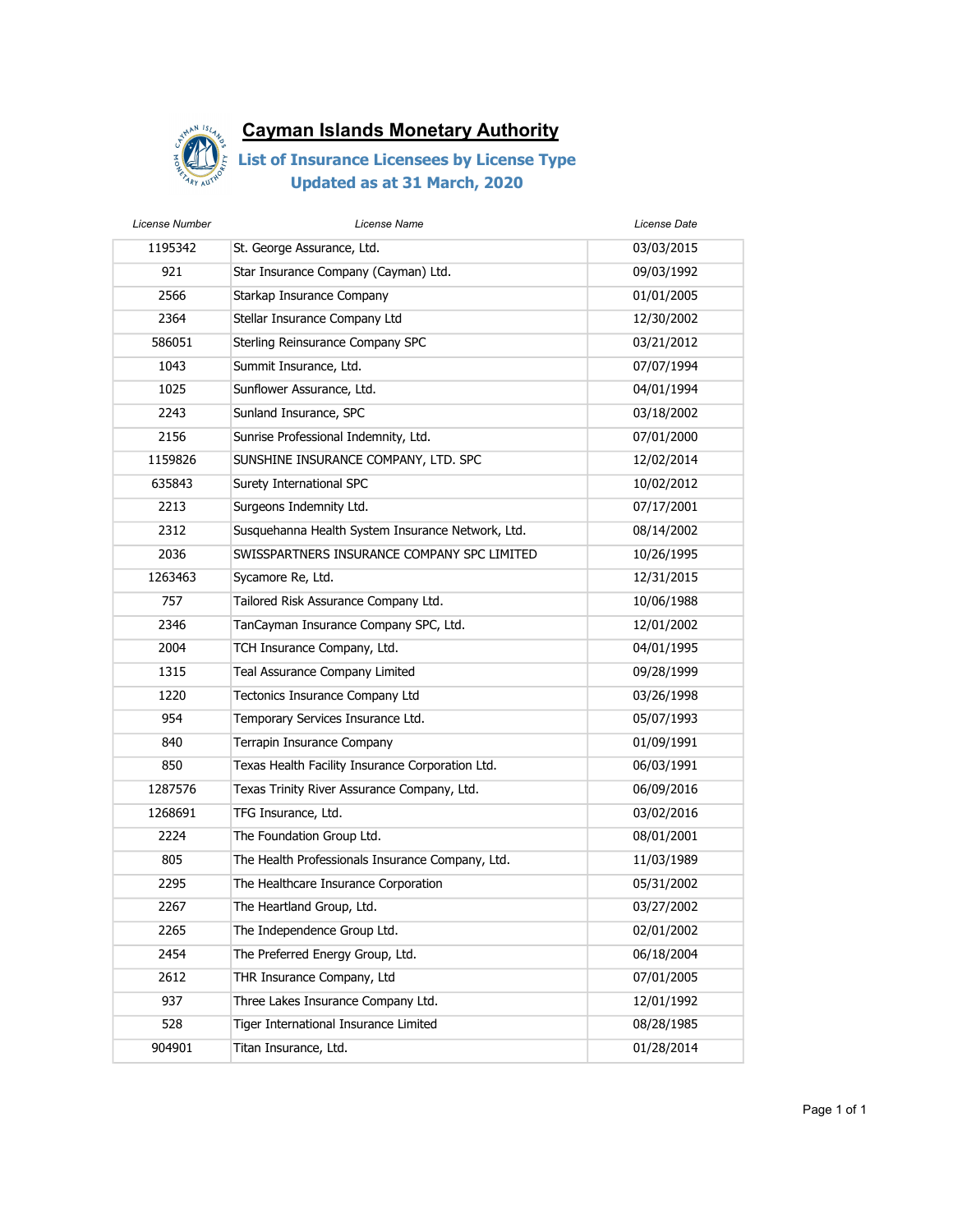# Cayman Islands Monetary Authority

## List of Insurance Licensees by License Type
## Updated as at 31 March, 2020

| License Number | License Name | License Date |
|---|---|---|
| 1195342 | St. George Assurance, Ltd. | 03/03/2015 |
| 921 | Star Insurance Company (Cayman) Ltd. | 09/03/1992 |
| 2566 | Starkap Insurance Company | 01/01/2005 |
| 2364 | Stellar Insurance Company Ltd | 12/30/2002 |
| 586051 | Sterling Reinsurance Company SPC | 03/21/2012 |
| 1043 | Summit Insurance, Ltd. | 07/07/1994 |
| 1025 | Sunflower Assurance, Ltd. | 04/01/1994 |
| 2243 | Sunland Insurance, SPC | 03/18/2002 |
| 2156 | Sunrise Professional Indemnity, Ltd. | 07/01/2000 |
| 1159826 | SUNSHINE INSURANCE COMPANY, LTD. SPC | 12/02/2014 |
| 635843 | Surety International SPC | 10/02/2012 |
| 2213 | Surgeons Indemnity Ltd. | 07/17/2001 |
| 2312 | Susquehanna Health System Insurance Network, Ltd. | 08/14/2002 |
| 2036 | SWISSPARTNERS INSURANCE COMPANY SPC LIMITED | 10/26/1995 |
| 1263463 | Sycamore Re, Ltd. | 12/31/2015 |
| 757 | Tailored Risk Assurance Company Ltd. | 10/06/1988 |
| 2346 | TanCayman Insurance Company SPC, Ltd. | 12/01/2002 |
| 2004 | TCH Insurance Company, Ltd. | 04/01/1995 |
| 1315 | Teal Assurance Company Limited | 09/28/1999 |
| 1220 | Tectonics Insurance Company Ltd | 03/26/1998 |
| 954 | Temporary Services Insurance Ltd. | 05/07/1993 |
| 840 | Terrapin Insurance Company | 01/09/1991 |
| 850 | Texas Health Facility Insurance Corporation Ltd. | 06/03/1991 |
| 1287576 | Texas Trinity River Assurance Company, Ltd. | 06/09/2016 |
| 1268691 | TFG Insurance, Ltd. | 03/02/2016 |
| 2224 | The Foundation Group Ltd. | 08/01/2001 |
| 805 | The Health Professionals Insurance Company, Ltd. | 11/03/1989 |
| 2295 | The Healthcare Insurance Corporation | 05/31/2002 |
| 2267 | The Heartland Group, Ltd. | 03/27/2002 |
| 2265 | The Independence Group Ltd. | 02/01/2002 |
| 2454 | The Preferred Energy Group, Ltd. | 06/18/2004 |
| 2612 | THR Insurance Company, Ltd | 07/01/2005 |
| 937 | Three Lakes Insurance Company Ltd. | 12/01/1992 |
| 528 | Tiger International Insurance Limited | 08/28/1985 |
| 904901 | Titan Insurance, Ltd. | 01/28/2014 |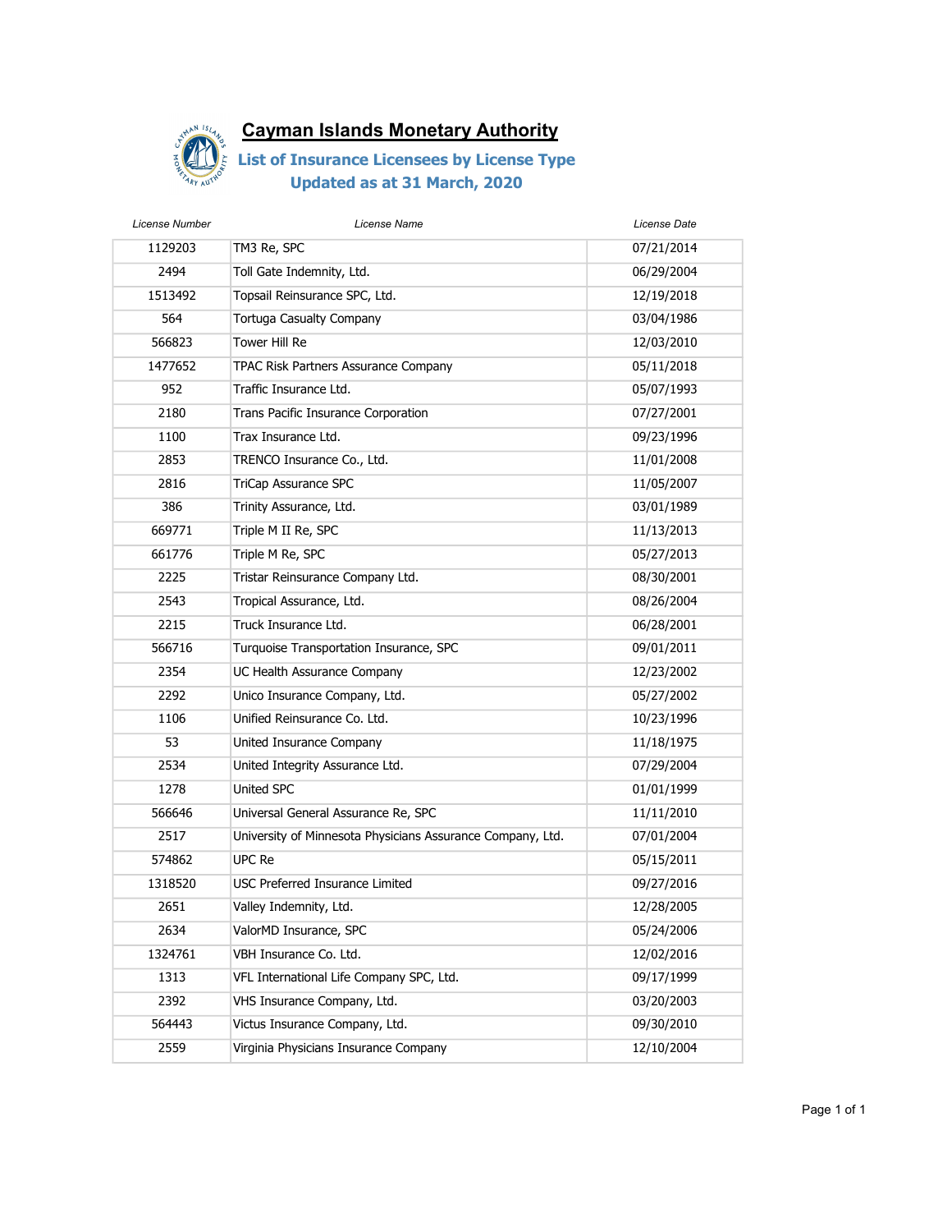# Cayman Islands Monetary Authority

## List of Insurance Licensees by License Type

## Updated as at 31 March, 2020

| License Number | License Name | License Date |
|---|---|---|
| 1129203 | TM3 Re, SPC | 07/21/2014 |
| 2494 | Toll Gate Indemnity, Ltd. | 06/29/2004 |
| 1513492 | Topsail Reinsurance SPC, Ltd. | 12/19/2018 |
| 564 | Tortuga Casualty Company | 03/04/1986 |
| 566823 | Tower Hill Re | 12/03/2010 |
| 1477652 | TPAC Risk Partners Assurance Company | 05/11/2018 |
| 952 | Traffic Insurance Ltd. | 05/07/1993 |
| 2180 | Trans Pacific Insurance Corporation | 07/27/2001 |
| 1100 | Trax Insurance Ltd. | 09/23/1996 |
| 2853 | TRENCO Insurance Co., Ltd. | 11/01/2008 |
| 2816 | TriCap Assurance SPC | 11/05/2007 |
| 386 | Trinity Assurance, Ltd. | 03/01/1989 |
| 669771 | Triple M II Re, SPC | 11/13/2013 |
| 661776 | Triple M Re, SPC | 05/27/2013 |
| 2225 | Tristar Reinsurance Company Ltd. | 08/30/2001 |
| 2543 | Tropical Assurance, Ltd. | 08/26/2004 |
| 2215 | Truck Insurance Ltd. | 06/28/2001 |
| 566716 | Turquoise Transportation Insurance, SPC | 09/01/2011 |
| 2354 | UC Health Assurance Company | 12/23/2002 |
| 2292 | Unico Insurance Company, Ltd. | 05/27/2002 |
| 1106 | Unified Reinsurance Co. Ltd. | 10/23/1996 |
| 53 | United Insurance Company | 11/18/1975 |
| 2534 | United Integrity Assurance Ltd. | 07/29/2004 |
| 1278 | United SPC | 01/01/1999 |
| 566646 | Universal General Assurance Re, SPC | 11/11/2010 |
| 2517 | University of Minnesota Physicians Assurance Company, Ltd. | 07/01/2004 |
| 574862 | UPC Re | 05/15/2011 |
| 1318520 | USC Preferred Insurance Limited | 09/27/2016 |
| 2651 | Valley Indemnity, Ltd. | 12/28/2005 |
| 2634 | ValorMD Insurance, SPC | 05/24/2006 |
| 1324761 | VBH Insurance Co. Ltd. | 12/02/2016 |
| 1313 | VFL International Life Company SPC, Ltd. | 09/17/1999 |
| 2392 | VHS Insurance Company, Ltd. | 03/20/2003 |
| 564443 | Victus Insurance Company, Ltd. | 09/30/2010 |
| 2559 | Virginia Physicians Insurance Company | 12/10/2004 |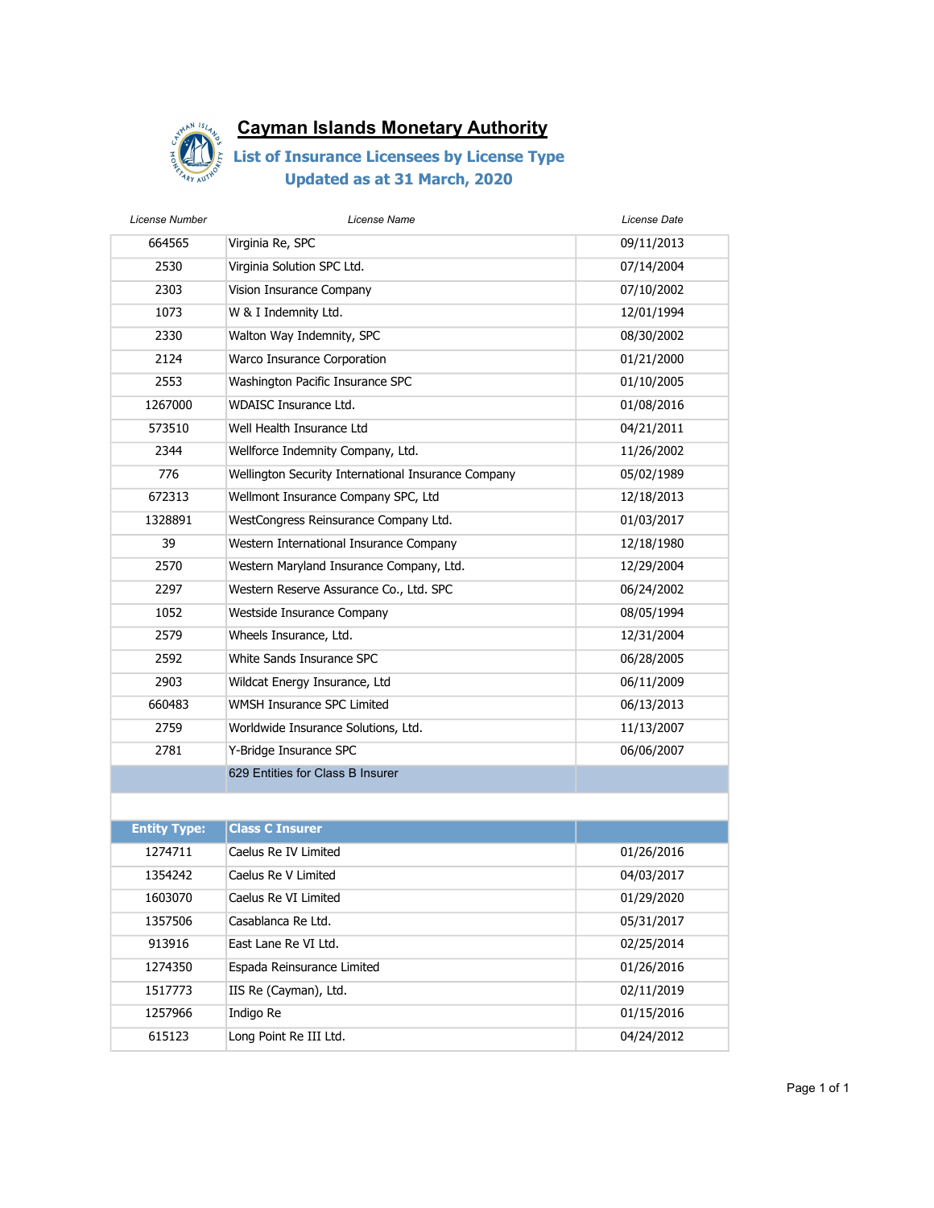# Cayman Islands Monetary Authority

## List of Insurance Licensees by License Type

### Updated as at 31 March, 2020

| License Number | License Name | License Date |
|---|---|---|
| 664565 | Virginia Re, SPC | 09/11/2013 |
| 2530 | Virginia Solution SPC Ltd. | 07/14/2004 |
| 2303 | Vision Insurance Company | 07/10/2002 |
| 1073 | W & I Indemnity Ltd. | 12/01/1994 |
| 2330 | Walton Way Indemnity, SPC | 08/30/2002 |
| 2124 | Warco Insurance Corporation | 01/21/2000 |
| 2553 | Washington Pacific Insurance SPC | 01/10/2005 |
| 1267000 | WDAISC Insurance Ltd. | 01/08/2016 |
| 573510 | Well Health Insurance Ltd | 04/21/2011 |
| 2344 | Wellforce Indemnity Company, Ltd. | 11/26/2002 |
| 776 | Wellington Security International Insurance Company | 05/02/1989 |
| 672313 | Wellmont Insurance Company SPC, Ltd | 12/18/2013 |
| 1328891 | WestCongress Reinsurance Company Ltd. | 01/03/2017 |
| 39 | Western International Insurance Company | 12/18/1980 |
| 2570 | Western Maryland Insurance Company, Ltd. | 12/29/2004 |
| 2297 | Western Reserve Assurance Co., Ltd. SPC | 06/24/2002 |
| 1052 | Westside Insurance Company | 08/05/1994 |
| 2579 | Wheels Insurance, Ltd. | 12/31/2004 |
| 2592 | White Sands Insurance SPC | 06/28/2005 |
| 2903 | Wildcat Energy Insurance, Ltd | 06/11/2009 |
| 660483 | WMSH Insurance SPC Limited | 06/13/2013 |
| 2759 | Worldwide Insurance Solutions, Ltd. | 11/13/2007 |
| 2781 | Y-Bridge Insurance SPC | 06/06/2007 |
| | 629 Entities for Class B Insurer | |
| | | |
| **Entity Type:** | **Class C Insurer** | |
| 1274711 | Caelus Re IV Limited | 01/26/2016 |
| 1354242 | Caelus Re V Limited | 04/03/2017 |
| 1603070 | Caelus Re VI Limited | 01/29/2020 |
| 1357506 | Casablanca Re Ltd. | 05/31/2017 |
| 913916 | East Lane Re VI Ltd. | 02/25/2014 |
| 1274350 | Espada Reinsurance Limited | 01/26/2016 |
| 1517773 | IIS Re (Cayman), Ltd. | 02/11/2019 |
| 1257966 | Indigo Re | 01/15/2016 |
| 615123 | Long Point Re III Ltd. | 04/24/2012 |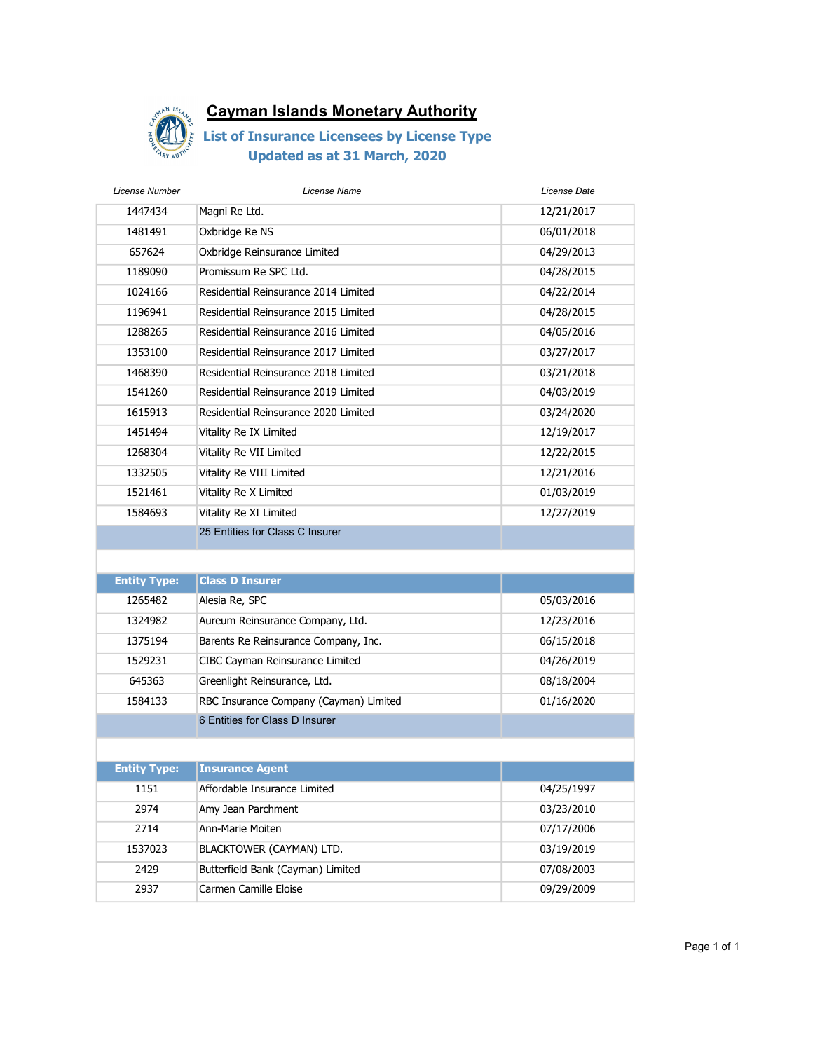# Cayman Islands Monetary Authority

## List of Insurance Licensees by License Type
## Updated as at 31 March, 2020

| License Number | License Name | License Date |
|---|---|---|
| 1447434 | Magni Re Ltd. | 12/21/2017 |
| 1481491 | Oxbridge Re NS | 06/01/2018 |
| 657624 | Oxbridge Reinsurance Limited | 04/29/2013 |
| 1189090 | Promissum Re SPC Ltd. | 04/28/2015 |
| 1024166 | Residential Reinsurance 2014 Limited | 04/22/2014 |
| 1196941 | Residential Reinsurance 2015 Limited | 04/28/2015 |
| 1288265 | Residential Reinsurance 2016 Limited | 04/05/2016 |
| 1353100 | Residential Reinsurance 2017 Limited | 03/27/2017 |
| 1468390 | Residential Reinsurance 2018 Limited | 03/21/2018 |
| 1541260 | Residential Reinsurance 2019 Limited | 04/03/2019 |
| 1615913 | Residential Reinsurance 2020 Limited | 03/24/2020 |
| 1451494 | Vitality Re IX Limited | 12/19/2017 |
| 1268304 | Vitality Re VII Limited | 12/22/2015 |
| 1332505 | Vitality Re VIII Limited | 12/21/2016 |
| 1521461 | Vitality Re X Limited | 01/03/2019 |
| 1584693 | Vitality Re XI Limited | 12/27/2019 |
| | 25 Entities for Class C Insurer | |
| | | |
| **Entity Type:** | **Class D Insurer** | |
| 1265482 | Alesia Re, SPC | 05/03/2016 |
| 1324982 | Aureum Reinsurance Company, Ltd. | 12/23/2016 |
| 1375194 | Barents Re Reinsurance Company, Inc. | 06/15/2018 |
| 1529231 | CIBC Cayman Reinsurance Limited | 04/26/2019 |
| 645363 | Greenlight Reinsurance, Ltd. | 08/18/2004 |
| 1584133 | RBC Insurance Company (Cayman) Limited | 01/16/2020 |
| | 6 Entities for Class D Insurer | |
| | | |
| **Entity Type:** | **Insurance Agent** | |
| 1151 | Affordable Insurance Limited | 04/25/1997 |
| 2974 | Amy Jean Parchment | 03/23/2010 |
| 2714 | Ann-Marie Moiten | 07/17/2006 |
| 1537023 | BLACKTOWER (CAYMAN) LTD. | 03/19/2019 |
| 2429 | Butterfield Bank (Cayman) Limited | 07/08/2003 |
| 2937 | Carmen Camille Eloise | 09/29/2009 |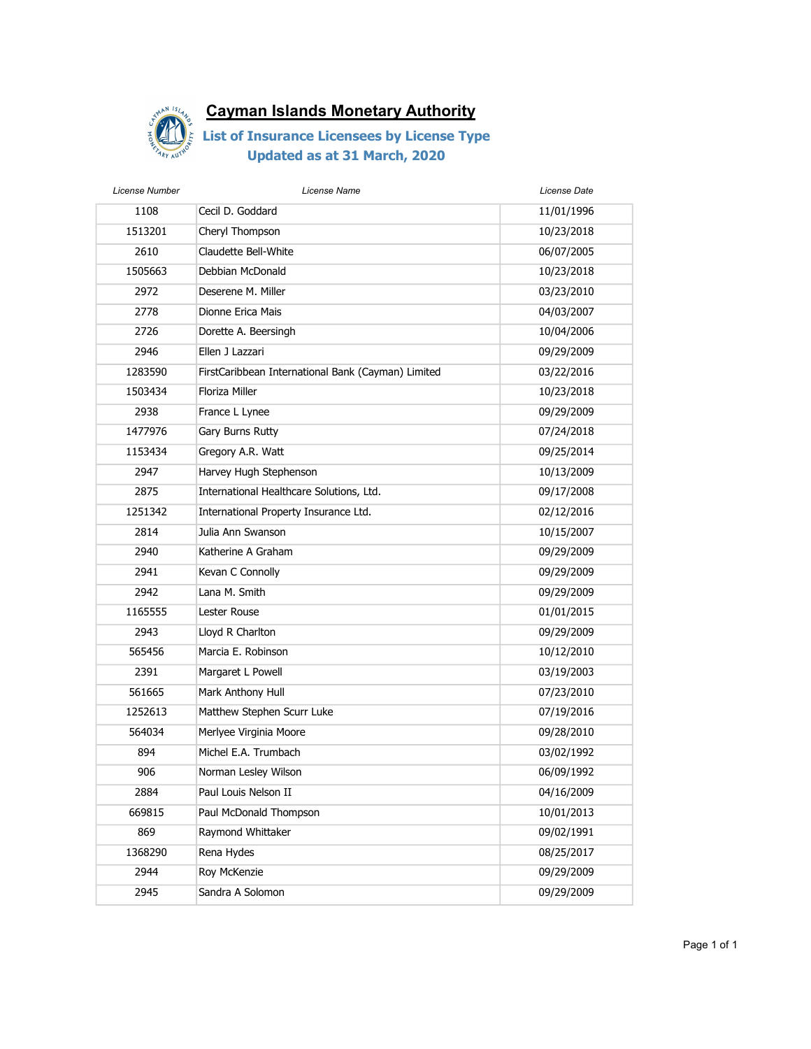# Cayman Islands Monetary Authority

## List of Insurance Licensees by License Type
## Updated as at 31 March, 2020

| License Number | License Name | License Date |
|---|---|---|
| 1108 | Cecil D. Goddard | 11/01/1996 |
| 1513201 | Cheryl Thompson | 10/23/2018 |
| 2610 | Claudette Bell-White | 06/07/2005 |
| 1505663 | Debbian McDonald | 10/23/2018 |
| 2972 | Deserene M. Miller | 03/23/2010 |
| 2778 | Dionne Erica Mais | 04/03/2007 |
| 2726 | Dorette A. Beersingh | 10/04/2006 |
| 2946 | Ellen J Lazzari | 09/29/2009 |
| 1283590 | FirstCaribbean International Bank (Cayman) Limited | 03/22/2016 |
| 1503434 | Floriza Miller | 10/23/2018 |
| 2938 | France L Lynee | 09/29/2009 |
| 1477976 | Gary Burns Rutty | 07/24/2018 |
| 1153434 | Gregory A.R. Watt | 09/25/2014 |
| 2947 | Harvey Hugh Stephenson | 10/13/2009 |
| 2875 | International Healthcare Solutions, Ltd. | 09/17/2008 |
| 1251342 | International Property Insurance Ltd. | 02/12/2016 |
| 2814 | Julia Ann Swanson | 10/15/2007 |
| 2940 | Katherine A Graham | 09/29/2009 |
| 2941 | Kevan C Connolly | 09/29/2009 |
| 2942 | Lana M. Smith | 09/29/2009 |
| 1165555 | Lester Rouse | 01/01/2015 |
| 2943 | Lloyd R Charlton | 09/29/2009 |
| 565456 | Marcia E. Robinson | 10/12/2010 |
| 2391 | Margaret L Powell | 03/19/2003 |
| 561665 | Mark Anthony Hull | 07/23/2010 |
| 1252613 | Matthew Stephen Scurr Luke | 07/19/2016 |
| 564034 | Merlyee Virginia Moore | 09/28/2010 |
| 894 | Michel E.A. Trumbach | 03/02/1992 |
| 906 | Norman Lesley Wilson | 06/09/1992 |
| 2884 | Paul Louis Nelson II | 04/16/2009 |
| 669815 | Paul McDonald Thompson | 10/01/2013 |
| 869 | Raymond Whittaker | 09/02/1991 |
| 1368290 | Rena Hydes | 08/25/2017 |
| 2944 | Roy McKenzie | 09/29/2009 |
| 2945 | Sandra A Solomon | 09/29/2009 |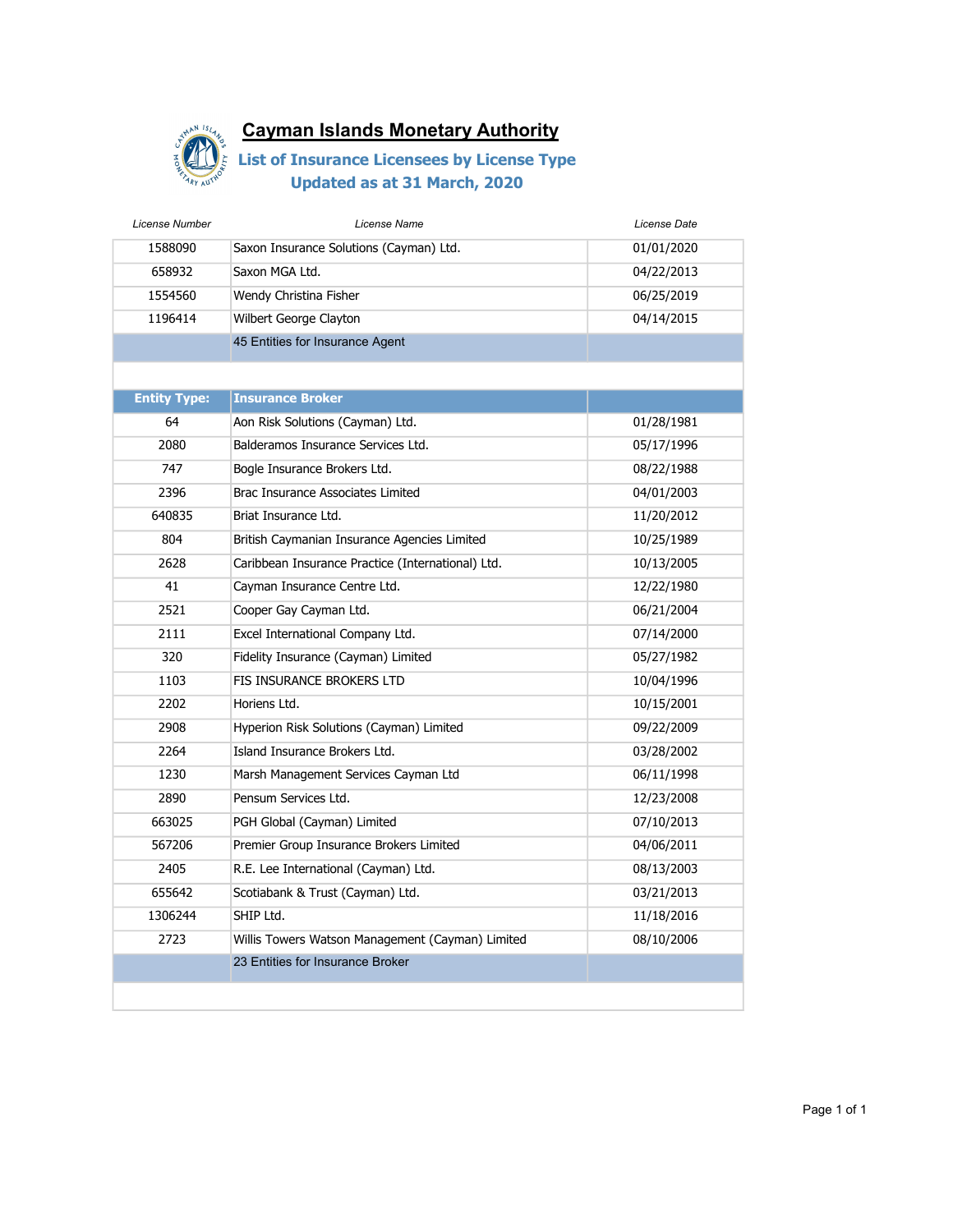# Cayman Islands Monetary Authority

## List of Insurance Licensees by License Type

## Updated as at 31 March, 2020

| License Number | License Name | License Date |
|---|---|---|
| 1588090 | Saxon Insurance Solutions (Cayman) Ltd. | 01/01/2020 |
| 658932 | Saxon MGA Ltd. | 04/22/2013 |
| 1554560 | Wendy Christina Fisher | 06/25/2019 |
| 1196414 | Wilbert George Clayton | 04/14/2015 |
| | 45 Entities for Insurance Agent | |
| | | |
| **Entity Type:** | **Insurance Broker** | |
| 64 | Aon Risk Solutions (Cayman) Ltd. | 01/28/1981 |
| 2080 | Balderamos Insurance Services Ltd. | 05/17/1996 |
| 747 | Bogle Insurance Brokers Ltd. | 08/22/1988 |
| 2396 | Brac Insurance Associates Limited | 04/01/2003 |
| 640835 | Briat Insurance Ltd. | 11/20/2012 |
| 804 | British Caymanian Insurance Agencies Limited | 10/25/1989 |
| 2628 | Caribbean Insurance Practice (International) Ltd. | 10/13/2005 |
| 41 | Cayman Insurance Centre Ltd. | 12/22/1980 |
| 2521 | Cooper Gay Cayman Ltd. | 06/21/2004 |
| 2111 | Excel International Company Ltd. | 07/14/2000 |
| 320 | Fidelity Insurance (Cayman) Limited | 05/27/1982 |
| 1103 | FIS INSURANCE BROKERS LTD | 10/04/1996 |
| 2202 | Horiens Ltd. | 10/15/2001 |
| 2908 | Hyperion Risk Solutions (Cayman) Limited | 09/22/2009 |
| 2264 | Island Insurance Brokers Ltd. | 03/28/2002 |
| 1230 | Marsh Management Services Cayman Ltd | 06/11/1998 |
| 2890 | Pensum Services Ltd. | 12/23/2008 |
| 663025 | PGH Global (Cayman) Limited | 07/10/2013 |
| 567206 | Premier Group Insurance Brokers Limited | 04/06/2011 |
| 2405 | R.E. Lee International (Cayman) Ltd. | 08/13/2003 |
| 655642 | Scotiabank & Trust (Cayman) Ltd. | 03/21/2013 |
| 1306244 | SHIP Ltd. | 11/18/2016 |
| 2723 | Willis Towers Watson Management (Cayman) Limited | 08/10/2006 |
| | 23 Entities for Insurance Broker | |